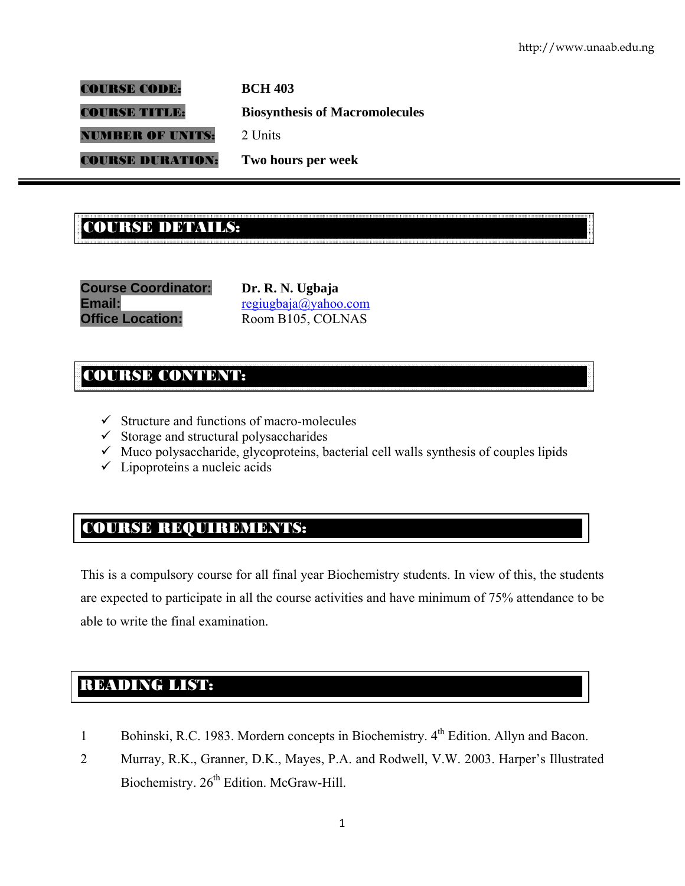http://www.unaab.edu.ng

**COURSE CODE:** **BCH 403**

**COURSE TITLE:** **Biosynthesis of Macromolecules**

**NUMBER OF UNITS:** 2 Units

**COURSE DURATION:** **Two hours per week**

## COURSE DETAILS:

**Course Coordinator:** **Dr. R. N. Ugbaja**
**Email:** regiugbaja@yahoo.com
**Office Location:** Room B105, COLNAS

## COURSE CONTENT:

- ✓ Structure and functions of macro-molecules
- ✓ Storage and structural polysaccharides
- ✓ Muco polysaccharide, glycoproteins, bacterial cell walls synthesis of couples lipids
- ✓ Lipoproteins a nucleic acids

## COURSE REQUIREMENTS:

This is a compulsory course for all final year Biochemistry students. In view of this, the students are expected to participate in all the course activities and have minimum of 75% attendance to be able to write the final examination.

## READING LIST:

1. Bohinski, R.C. 1983. Mordern concepts in Biochemistry. 4th Edition. Allyn and Bacon.
2. Murray, R.K., Granner, D.K., Mayes, P.A. and Rodwell, V.W. 2003. Harper's Illustrated Biochemistry. 26th Edition. McGraw-Hill.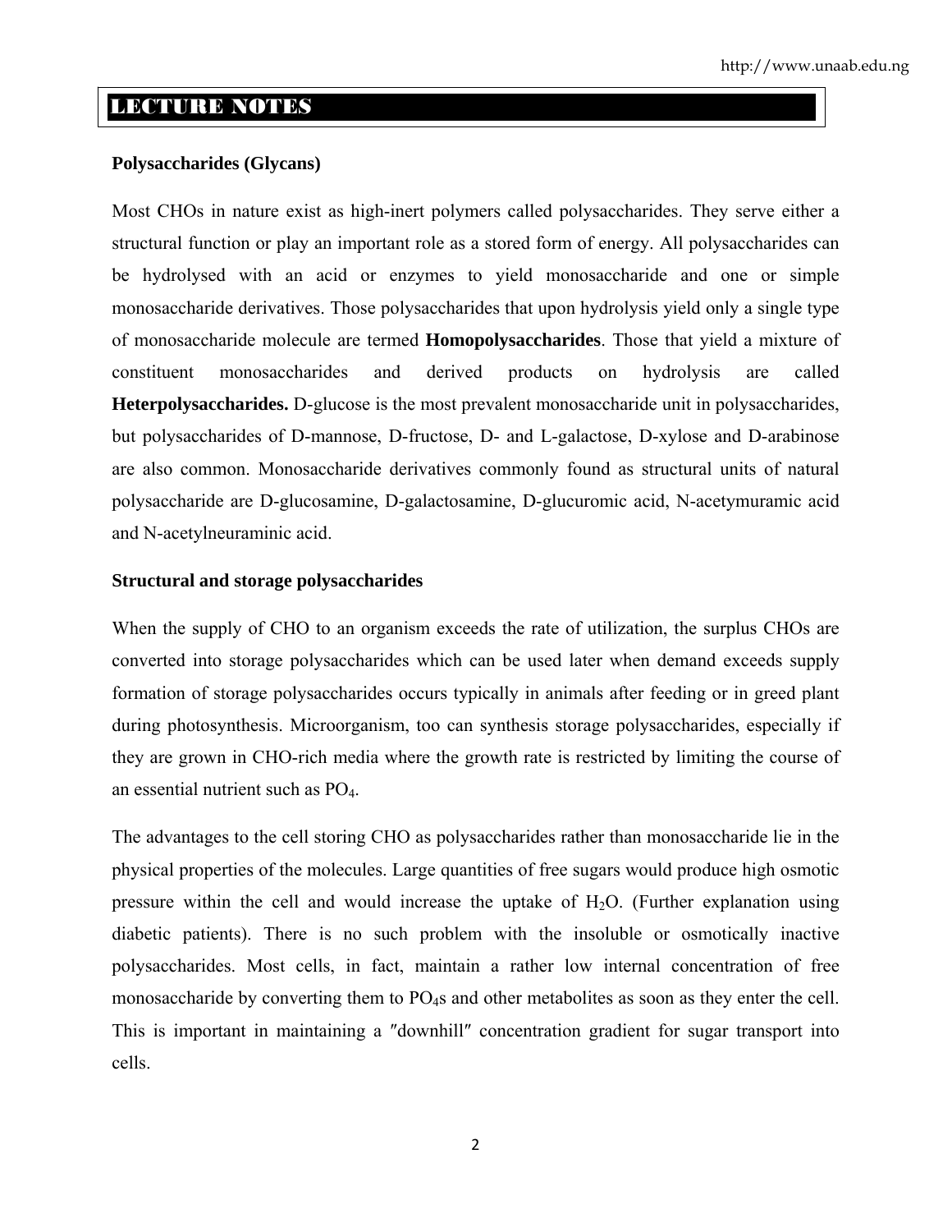# LECTURE NOTES

**Polysaccharides (Glycans)**

Most CHOs in nature exist as high-inert polymers called polysaccharides. They serve either a structural function or play an important role as a stored form of energy. All polysaccharides can be hydrolysed with an acid or enzymes to yield monosaccharide and one or simple monosaccharide derivatives. Those polysaccharides that upon hydrolysis yield only a single type of monosaccharide molecule are termed **Homopolysaccharides**. Those that yield a mixture of constituent monosaccharides and derived products on hydrolysis are called **Heterpolysaccharides.** D-glucose is the most prevalent monosaccharide unit in polysaccharides, but polysaccharides of D-mannose, D-fructose, D- and L-galactose, D-xylose and D-arabinose are also common. Monosaccharide derivatives commonly found as structural units of natural polysaccharide are D-glucosamine, D-galactosamine, D-glucuromic acid, N-acetymuramic acid and N-acetylneuraminic acid.

**Structural and storage polysaccharides**

When the supply of CHO to an organism exceeds the rate of utilization, the surplus CHOs are converted into storage polysaccharides which can be used later when demand exceeds supply formation of storage polysaccharides occurs typically in animals after feeding or in greed plant during photosynthesis. Microorganism, too can synthesis storage polysaccharides, especially if they are grown in CHO-rich media where the growth rate is restricted by limiting the course of an essential nutrient such as $PO_4$.

The advantages to the cell storing CHO as polysaccharides rather than monosaccharide lie in the physical properties of the molecules. Large quantities of free sugars would produce high osmotic pressure within the cell and would increase the uptake of $H_2O$. (Further explanation using diabetic patients). There is no such problem with the insoluble or osmotically inactive polysaccharides. Most cells, in fact, maintain a rather low internal concentration of free monosaccharide by converting them to $PO_4$s and other metabolites as soon as they enter the cell. This is important in maintaining a ″downhill″ concentration gradient for sugar transport into cells.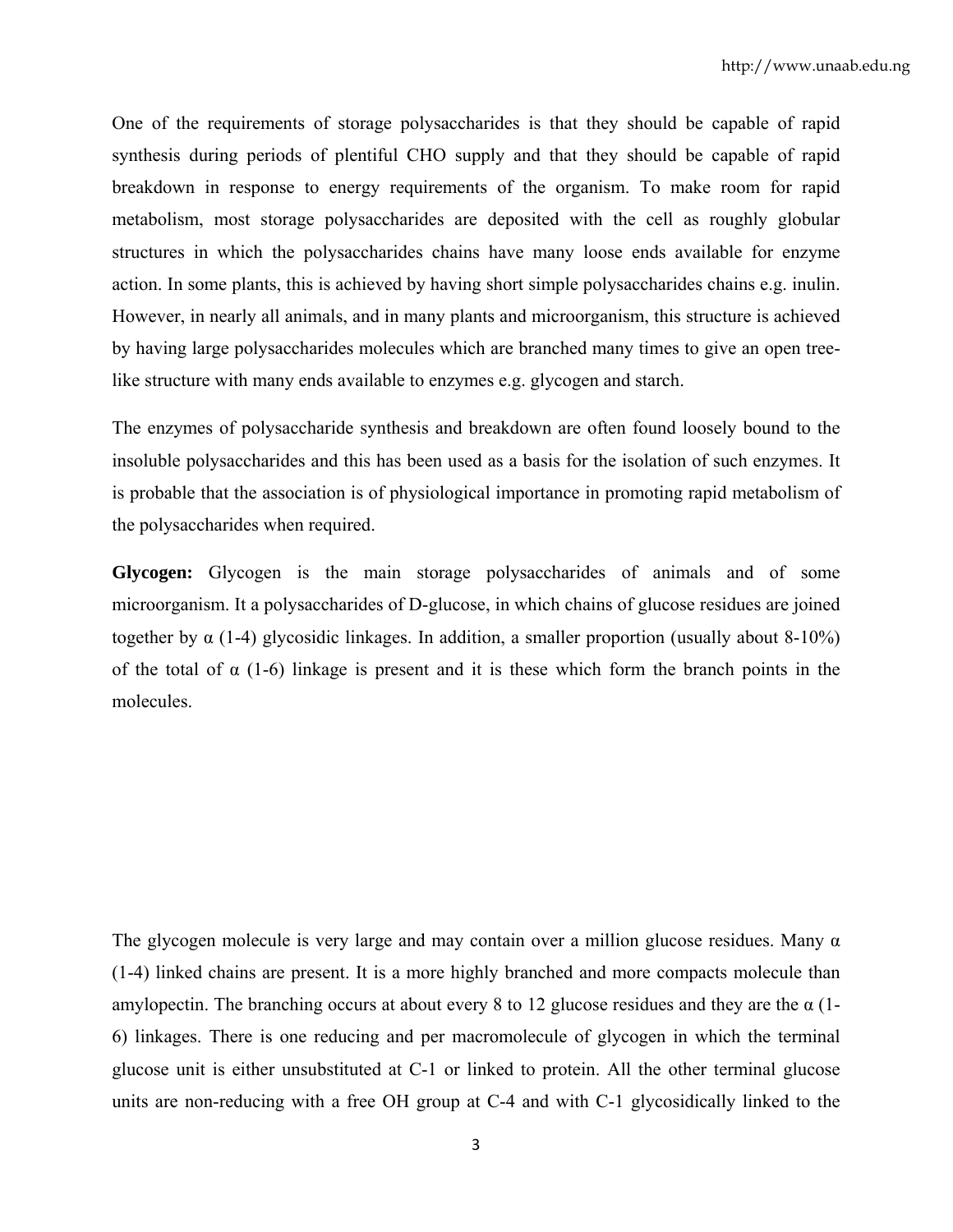One of the requirements of storage polysaccharides is that they should be capable of rapid synthesis during periods of plentiful CHO supply and that they should be capable of rapid breakdown in response to energy requirements of the organism. To make room for rapid metabolism, most storage polysaccharides are deposited with the cell as roughly globular structures in which the polysaccharides chains have many loose ends available for enzyme action. In some plants, this is achieved by having short simple polysaccharides chains e.g. inulin. However, in nearly all animals, and in many plants and microorganism, this structure is achieved by having large polysaccharides molecules which are branched many times to give an open tree-like structure with many ends available to enzymes e.g. glycogen and starch.

The enzymes of polysaccharide synthesis and breakdown are often found loosely bound to the insoluble polysaccharides and this has been used as a basis for the isolation of such enzymes. It is probable that the association is of physiological importance in promoting rapid metabolism of the polysaccharides when required.

**Glycogen:** Glycogen is the main storage polysaccharides of animals and of some microorganism. It a polysaccharides of D-glucose, in which chains of glucose residues are joined together by α (1-4) glycosidic linkages. In addition, a smaller proportion (usually about 8-10%) of the total of α (1-6) linkage is present and it is these which form the branch points in the molecules.

The glycogen molecule is very large and may contain over a million glucose residues. Many α (1-4) linked chains are present. It is a more highly branched and more compacts molecule than amylopectin. The branching occurs at about every 8 to 12 glucose residues and they are the α (1-6) linkages. There is one reducing and per macromolecule of glycogen in which the terminal glucose unit is either unsubstituted at C-1 or linked to protein. All the other terminal glucose units are non-reducing with a free OH group at C-4 and with C-1 glycosidically linked to the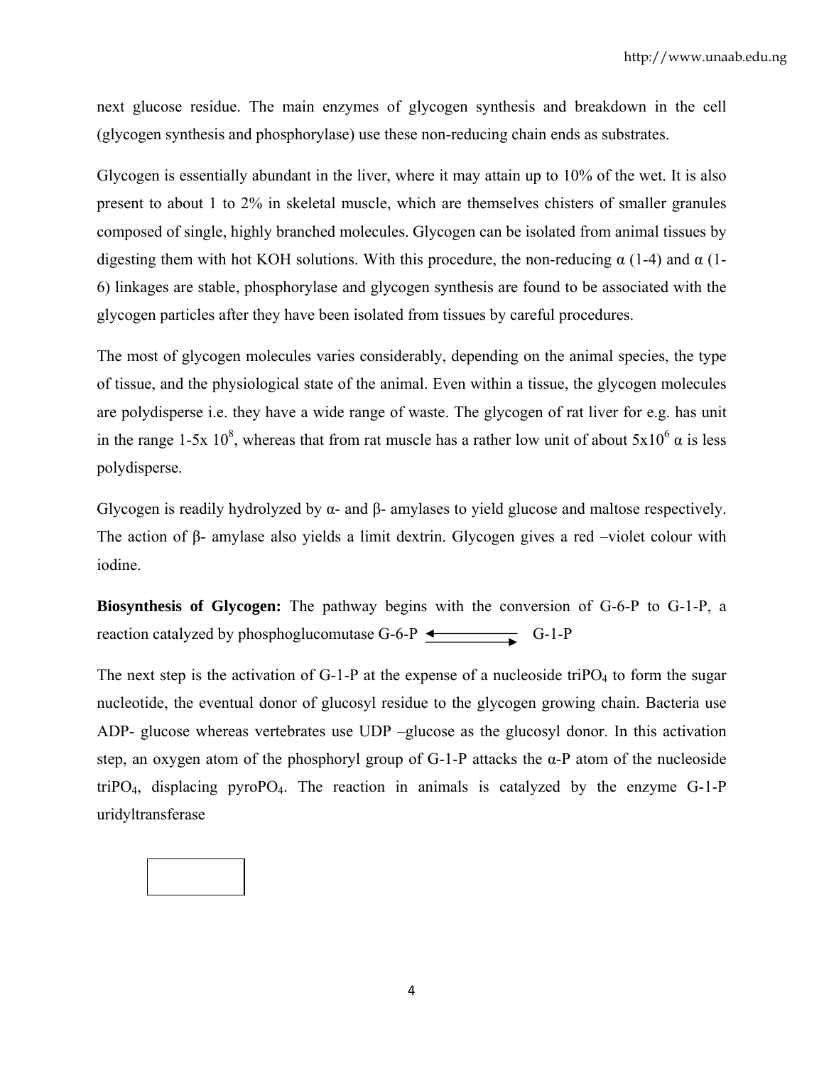next glucose residue. The main enzymes of glycogen synthesis and breakdown in the cell (glycogen synthesis and phosphorylase) use these non-reducing chain ends as substrates.

Glycogen is essentially abundant in the liver, where it may attain up to 10% of the wet. It is also present to about 1 to 2% in skeletal muscle, which are themselves chisters of smaller granules composed of single, highly branched molecules. Glycogen can be isolated from animal tissues by digesting them with hot KOH solutions. With this procedure, the non-reducing α (1-4) and α (1-6) linkages are stable, phosphorylase and glycogen synthesis are found to be associated with the glycogen particles after they have been isolated from tissues by careful procedures.

The most of glycogen molecules varies considerably, depending on the animal species, the type of tissue, and the physiological state of the animal. Even within a tissue, the glycogen molecules are polydisperse i.e. they have a wide range of waste. The glycogen of rat liver for e.g. has unit in the range 1-5x $10^8$, whereas that from rat muscle has a rather low unit of about $5 \times 10^6$ α is less polydisperse.

Glycogen is readily hydrolyzed by α- and β- amylases to yield glucose and maltose respectively. The action of β- amylase also yields a limit dextrin. Glycogen gives a red –violet colour with iodine.

**Biosynthesis of Glycogen:** The pathway begins with the conversion of G-6-P to G-1-P, a reaction catalyzed by phosphoglucomutase G-6-P $\rightleftharpoons$ G-1-P

The next step is the activation of G-1-P at the expense of a nucleoside tri$PO_4$ to form the sugar nucleotide, the eventual donor of glucosyl residue to the glycogen growing chain. Bacteria use ADP- glucose whereas vertebrates use UDP –glucose as the glucosyl donor. In this activation step, an oxygen atom of the phosphoryl group of G-1-P attacks the α-P atom of the nucleoside tri$PO_4$, displacing pyro$PO_4$. The reaction in animals is catalyzed by the enzyme G-1-P uridyltransferase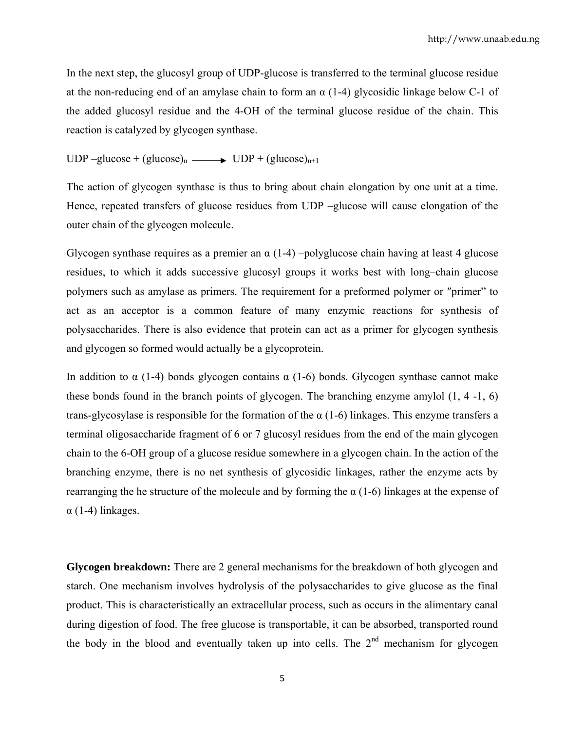In the next step, the glucosyl group of UDP-glucose is transferred to the terminal glucose residue at the non-reducing end of an amylase chain to form an α (1-4) glycosidic linkage below C-1 of the added glucosyl residue and the 4-OH of the terminal glucose residue of the chain. This reaction is catalyzed by glycogen synthase.

$$\text{UDP –glucose} + (\text{glucose})_n \longrightarrow \text{UDP} + (\text{glucose})_{n+1}$$

The action of glycogen synthase is thus to bring about chain elongation by one unit at a time. Hence, repeated transfers of glucose residues from UDP –glucose will cause elongation of the outer chain of the glycogen molecule.

Glycogen synthase requires as a premier an α (1-4) –polyglucose chain having at least 4 glucose residues, to which it adds successive glucosyl groups it works best with long–chain glucose polymers such as amylase as primers. The requirement for a preformed polymer or ″primer" to act as an acceptor is a common feature of many enzymic reactions for synthesis of polysaccharides. There is also evidence that protein can act as a primer for glycogen synthesis and glycogen so formed would actually be a glycoprotein.

In addition to α (1-4) bonds glycogen contains α (1-6) bonds. Glycogen synthase cannot make these bonds found in the branch points of glycogen. The branching enzyme amylol (1, 4 -1, 6) trans-glycosylase is responsible for the formation of the α (1-6) linkages. This enzyme transfers a terminal oligosaccharide fragment of 6 or 7 glucosyl residues from the end of the main glycogen chain to the 6-OH group of a glucose residue somewhere in a glycogen chain. In the action of the branching enzyme, there is no net synthesis of glycosidic linkages, rather the enzyme acts by rearranging the he structure of the molecule and by forming the α (1-6) linkages at the expense of α (1-4) linkages.

**Glycogen breakdown:** There are 2 general mechanisms for the breakdown of both glycogen and starch. One mechanism involves hydrolysis of the polysaccharides to give glucose as the final product. This is characteristically an extracellular process, such as occurs in the alimentary canal during digestion of food. The free glucose is transportable, it can be absorbed, transported round the body in the blood and eventually taken up into cells. The 2nd mechanism for glycogen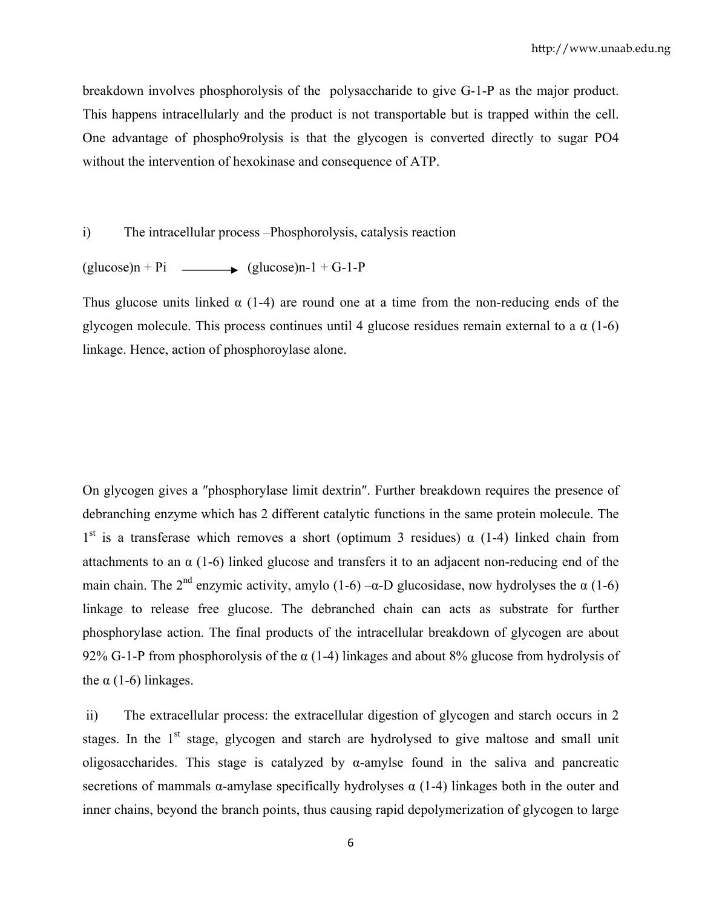breakdown involves phosphorolysis of the polysaccharide to give G-1-P as the major product. This happens intracellularly and the product is not transportable but is trapped within the cell. One advantage of phospho9rolysis is that the glycogen is converted directly to sugar PO4 without the intervention of hexokinase and consequence of ATP.

i) The intracellular process –Phosphorolysis, catalysis reaction

$$(glucose)n + Pi \longrightarrow (glucose)n\text{-}1 + G\text{-}1\text{-}P$$

Thus glucose units linked α (1-4) are round one at a time from the non-reducing ends of the glycogen molecule. This process continues until 4 glucose residues remain external to a α (1-6) linkage. Hence, action of phosphoroylase alone.

On glycogen gives a ″phosphorylase limit dextrin″. Further breakdown requires the presence of debranching enzyme which has 2 different catalytic functions in the same protein molecule. The 1st is a transferase which removes a short (optimum 3 residues) α (1-4) linked chain from attachments to an α (1-6) linked glucose and transfers it to an adjacent non-reducing end of the main chain. The 2nd enzymic activity, amylo (1-6) –α-D glucosidase, now hydrolyses the α (1-6) linkage to release free glucose. The debranched chain can acts as substrate for further phosphorylase action. The final products of the intracellular breakdown of glycogen are about 92% G-1-P from phosphorolysis of the α (1-4) linkages and about 8% glucose from hydrolysis of the α (1-6) linkages.

ii) The extracellular process: the extracellular digestion of glycogen and starch occurs in 2 stages. In the 1st stage, glycogen and starch are hydrolysed to give maltose and small unit oligosaccharides. This stage is catalyzed by α-amylse found in the saliva and pancreatic secretions of mammals α-amylase specifically hydrolyses α (1-4) linkages both in the outer and inner chains, beyond the branch points, thus causing rapid depolymerization of glycogen to large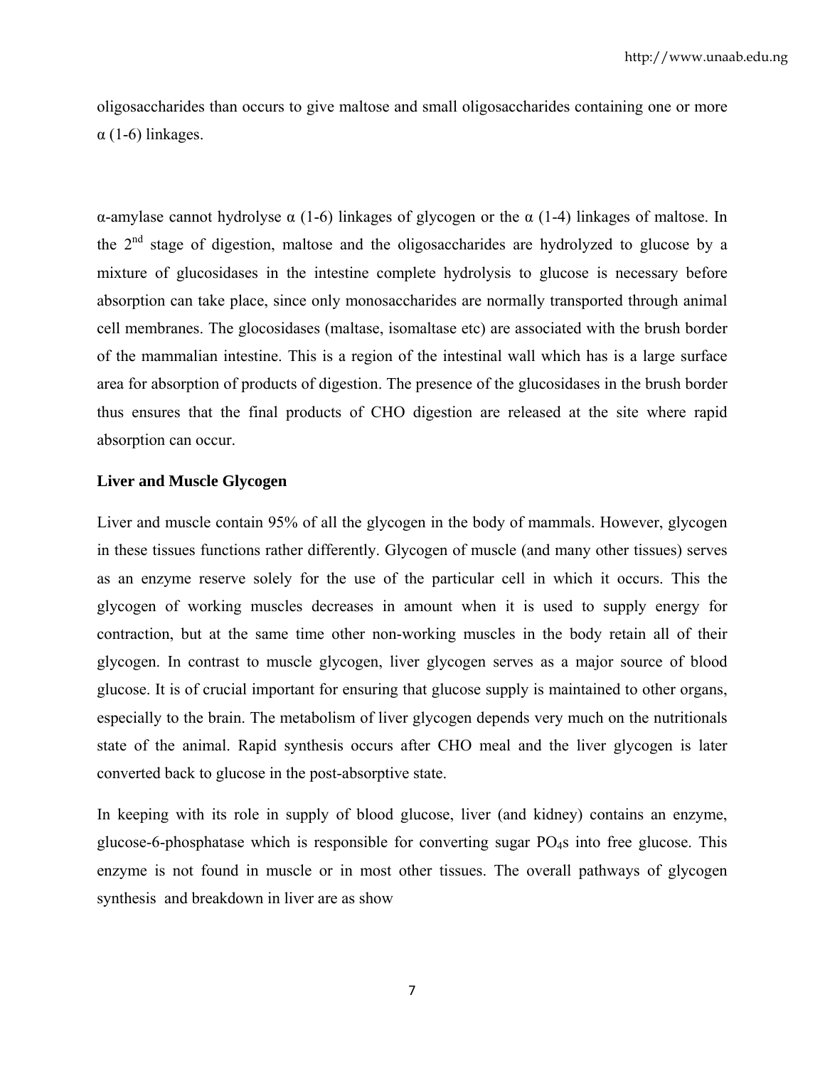oligosaccharides than occurs to give maltose and small oligosaccharides containing one or more α (1-6) linkages.

α-amylase cannot hydrolyse α (1-6) linkages of glycogen or the α (1-4) linkages of maltose. In the 2nd stage of digestion, maltose and the oligosaccharides are hydrolyzed to glucose by a mixture of glucosidases in the intestine complete hydrolysis to glucose is necessary before absorption can take place, since only monosaccharides are normally transported through animal cell membranes. The glocosidases (maltase, isomaltase etc) are associated with the brush border of the mammalian intestine. This is a region of the intestinal wall which has is a large surface area for absorption of products of digestion. The presence of the glucosidases in the brush border thus ensures that the final products of CHO digestion are released at the site where rapid absorption can occur.

**Liver and Muscle Glycogen**

Liver and muscle contain 95% of all the glycogen in the body of mammals. However, glycogen in these tissues functions rather differently. Glycogen of muscle (and many other tissues) serves as an enzyme reserve solely for the use of the particular cell in which it occurs. This the glycogen of working muscles decreases in amount when it is used to supply energy for contraction, but at the same time other non-working muscles in the body retain all of their glycogen. In contrast to muscle glycogen, liver glycogen serves as a major source of blood glucose. It is of crucial important for ensuring that glucose supply is maintained to other organs, especially to the brain. The metabolism of liver glycogen depends very much on the nutritionals state of the animal. Rapid synthesis occurs after CHO meal and the liver glycogen is later converted back to glucose in the post-absorptive state.

In keeping with its role in supply of blood glucose, liver (and kidney) contains an enzyme, glucose-6-phosphatase which is responsible for converting sugar $PO_4$s into free glucose. This enzyme is not found in muscle or in most other tissues. The overall pathways of glycogen synthesis and breakdown in liver are as show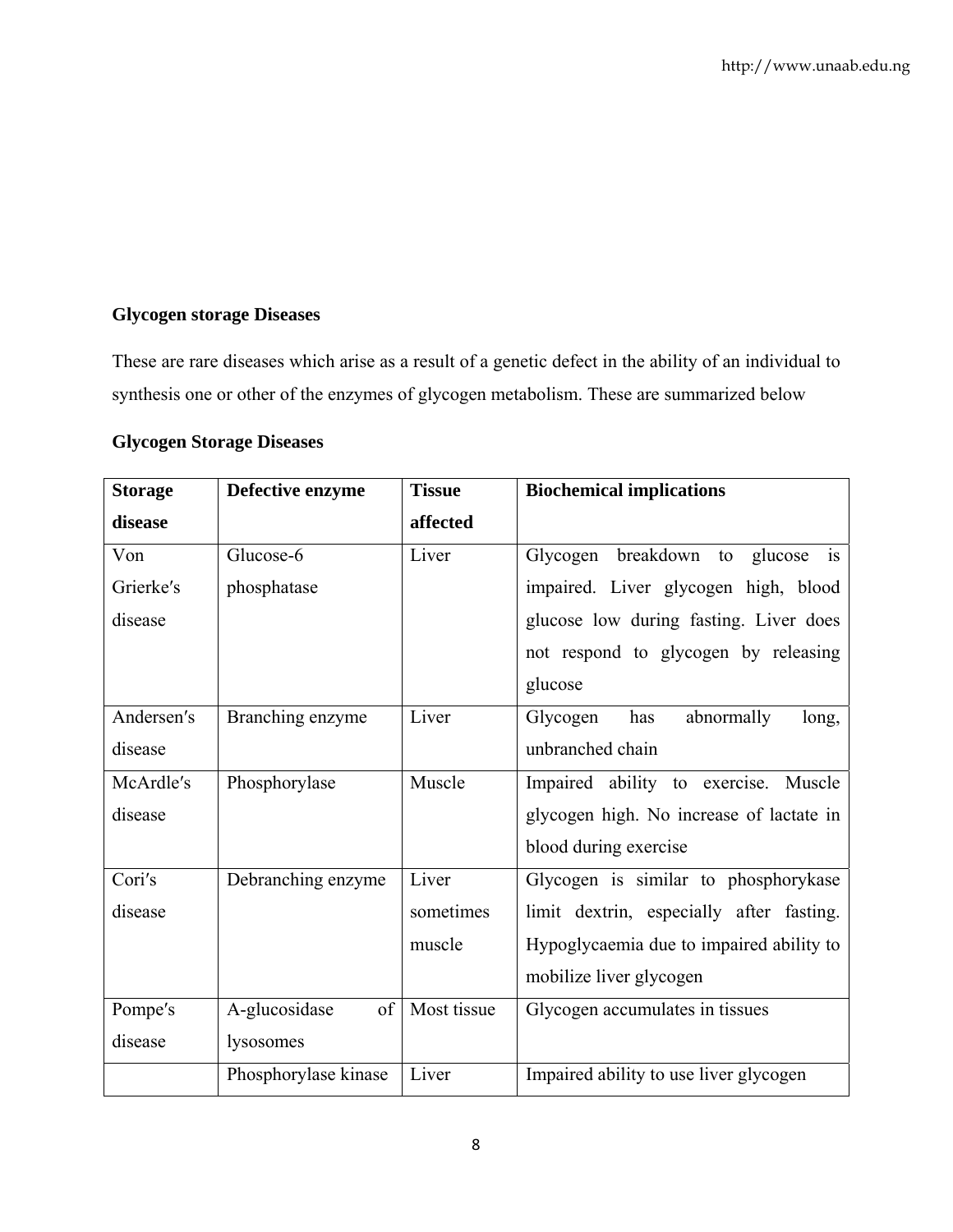**Glycogen storage Diseases**

These are rare diseases which arise as a result of a genetic defect in the ability of an individual to synthesis one or other of the enzymes of glycogen metabolism. These are summarized below

**Glycogen Storage Diseases**

| **Storage disease** | **Defective enzyme** | **Tissue affected** | **Biochemical implications** |
|---|---|---|---|
| Von Grierke′s disease | Glucose-6 phosphatase | Liver | Glycogen breakdown to glucose is impaired. Liver glycogen high, blood glucose low during fasting. Liver does not respond to glycogen by releasing glucose |
| Andersen′s disease | Branching enzyme | Liver | Glycogen has abnormally long, unbranched chain |
| McArdle′s disease | Phosphorylase | Muscle | Impaired ability to exercise. Muscle glycogen high. No increase of lactate in blood during exercise |
| Cori′s disease | Debranching enzyme | Liver sometimes muscle | Glycogen is similar to phosphorykase limit dextrin, especially after fasting. Hypoglycaemia due to impaired ability to mobilize liver glycogen |
| Pompe′s disease | A-glucosidase of lysosomes | Most tissue | Glycogen accumulates in tissues |
| | Phosphorylase kinase | Liver | Impaired ability to use liver glycogen |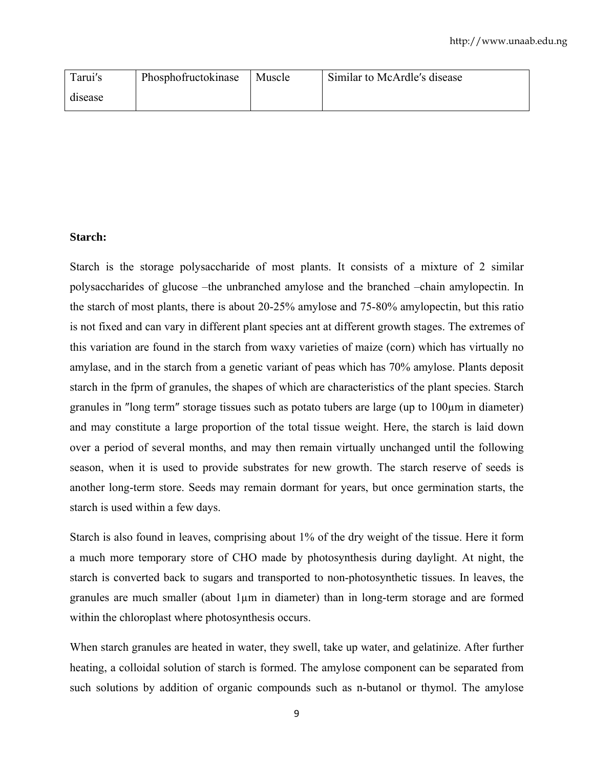| Tarui′s disease | Phosphofructokinase | Muscle | Similar to McArdle′s disease |
|---|---|---|---|

**Starch:**

Starch is the storage polysaccharide of most plants. It consists of a mixture of 2 similar polysaccharides of glucose –the unbranched amylose and the branched –chain amylopectin. In the starch of most plants, there is about 20-25% amylose and 75-80% amylopectin, but this ratio is not fixed and can vary in different plant species ant at different growth stages. The extremes of this variation are found in the starch from waxy varieties of maize (corn) which has virtually no amylase, and in the starch from a genetic variant of peas which has 70% amylose. Plants deposit starch in the fprm of granules, the shapes of which are characteristics of the plant species. Starch granules in ″long term″ storage tissues such as potato tubers are large (up to 100μm in diameter) and may constitute a large proportion of the total tissue weight. Here, the starch is laid down over a period of several months, and may then remain virtually unchanged until the following season, when it is used to provide substrates for new growth. The starch reserve of seeds is another long-term store. Seeds may remain dormant for years, but once germination starts, the starch is used within a few days.

Starch is also found in leaves, comprising about 1% of the dry weight of the tissue. Here it form a much more temporary store of CHO made by photosynthesis during daylight. At night, the starch is converted back to sugars and transported to non-photosynthetic tissues. In leaves, the granules are much smaller (about 1μm in diameter) than in long-term storage and are formed within the chloroplast where photosynthesis occurs.

When starch granules are heated in water, they swell, take up water, and gelatinize. After further heating, a colloidal solution of starch is formed. The amylose component can be separated from such solutions by addition of organic compounds such as n-butanol or thymol. The amylose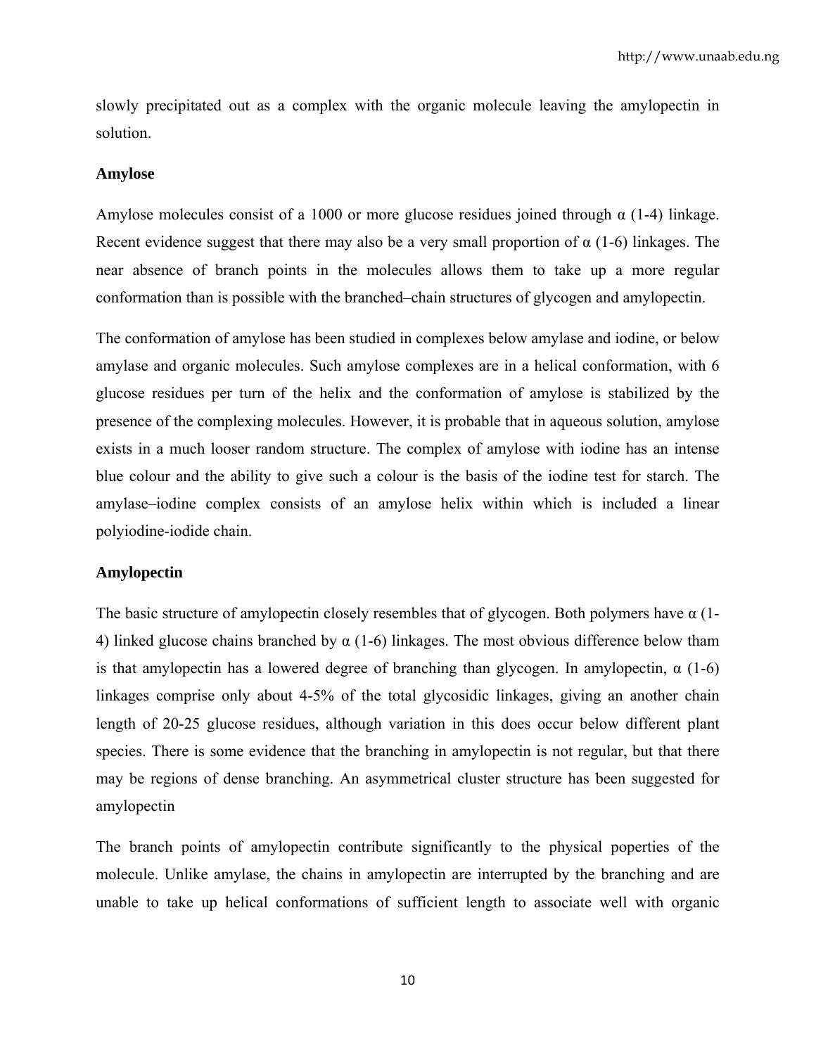slowly precipitated out as a complex with the organic molecule leaving the amylopectin in solution.

**Amylose**

Amylose molecules consist of a 1000 or more glucose residues joined through α (1-4) linkage. Recent evidence suggest that there may also be a very small proportion of α (1-6) linkages. The near absence of branch points in the molecules allows them to take up a more regular conformation than is possible with the branched–chain structures of glycogen and amylopectin.

The conformation of amylose has been studied in complexes below amylase and iodine, or below amylase and organic molecules. Such amylose complexes are in a helical conformation, with 6 glucose residues per turn of the helix and the conformation of amylose is stabilized by the presence of the complexing molecules. However, it is probable that in aqueous solution, amylose exists in a much looser random structure. The complex of amylose with iodine has an intense blue colour and the ability to give such a colour is the basis of the iodine test for starch. The amylase–iodine complex consists of an amylose helix within which is included a linear polyiodine-iodide chain.

**Amylopectin**

The basic structure of amylopectin closely resembles that of glycogen. Both polymers have α (1-4) linked glucose chains branched by α (1-6) linkages. The most obvious difference below tham is that amylopectin has a lowered degree of branching than glycogen. In amylopectin, α (1-6) linkages comprise only about 4-5% of the total glycosidic linkages, giving an another chain length of 20-25 glucose residues, although variation in this does occur below different plant species. There is some evidence that the branching in amylopectin is not regular, but that there may be regions of dense branching. An asymmetrical cluster structure has been suggested for amylopectin

The branch points of amylopectin contribute significantly to the physical poperties of the molecule. Unlike amylase, the chains in amylopectin are interrupted by the branching and are unable to take up helical conformations of sufficient length to associate well with organic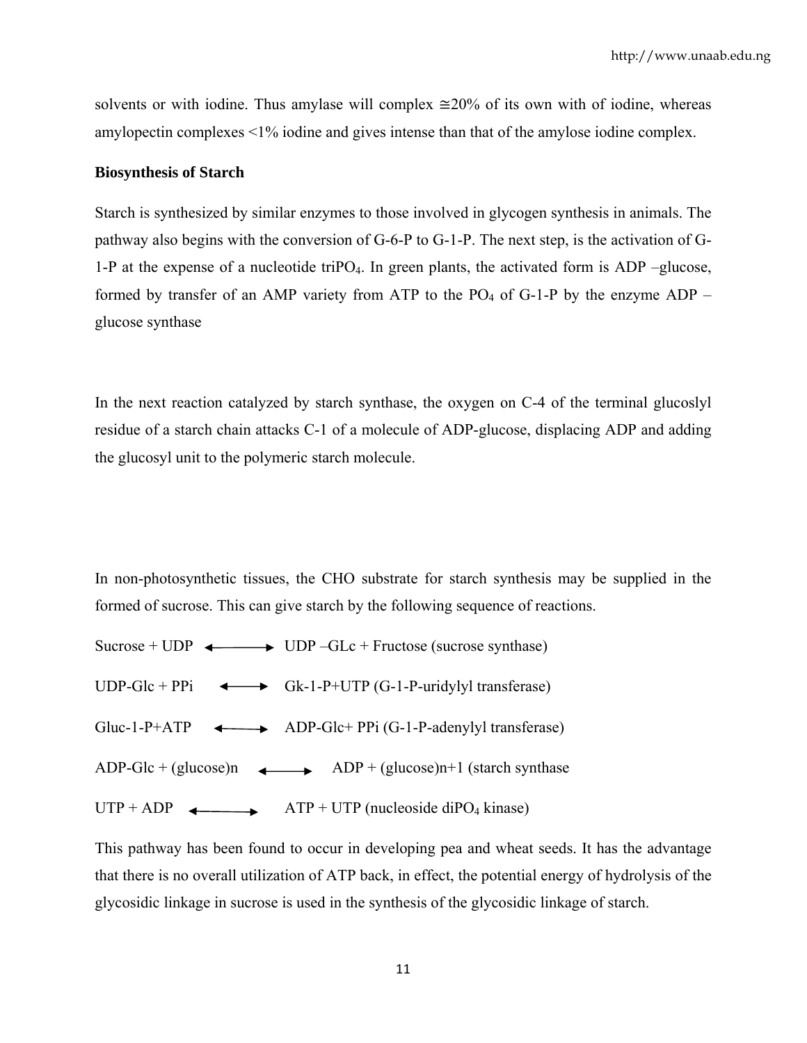solvents or with iodine. Thus amylase will complex ≅20% of its own with of iodine, whereas amylopectin complexes <1% iodine and gives intense than that of the amylose iodine complex.

**Biosynthesis of Starch**

Starch is synthesized by similar enzymes to those involved in glycogen synthesis in animals. The pathway also begins with the conversion of G-6-P to G-1-P. The next step, is the activation of G-1-P at the expense of a nucleotide tri$PO_4$. In green plants, the activated form is ADP –glucose, formed by transfer of an AMP variety from ATP to the $PO_4$ of G-1-P by the enzyme ADP – glucose synthase

In the next reaction catalyzed by starch synthase, the oxygen on C-4 of the terminal glucoslyl residue of a starch chain attacks C-1 of a molecule of ADP-glucose, displacing ADP and adding the glucosyl unit to the polymeric starch molecule.

In non-photosynthetic tissues, the CHO substrate for starch synthesis may be supplied in the formed of sucrose. This can give starch by the following sequence of reactions.

Sucrose + UDP ⟷ UDP –GLc + Fructose (sucrose synthase)

UDP-Glc + PPi ⟷ Gk-1-P+UTP (G-1-P-uridylyl transferase)

Gluc-1-P+ATP ⟷ ADP-Glc+ PPi (G-1-P-adenylyl transferase)

ADP-Glc + (glucose)n ⟷ ADP + (glucose)n+1 (starch synthase

UTP + ADP ⟷ ATP + UTP (nucleoside di$PO_4$ kinase)

This pathway has been found to occur in developing pea and wheat seeds. It has the advantage that there is no overall utilization of ATP back, in effect, the potential energy of hydrolysis of the glycosidic linkage in sucrose is used in the synthesis of the glycosidic linkage of starch.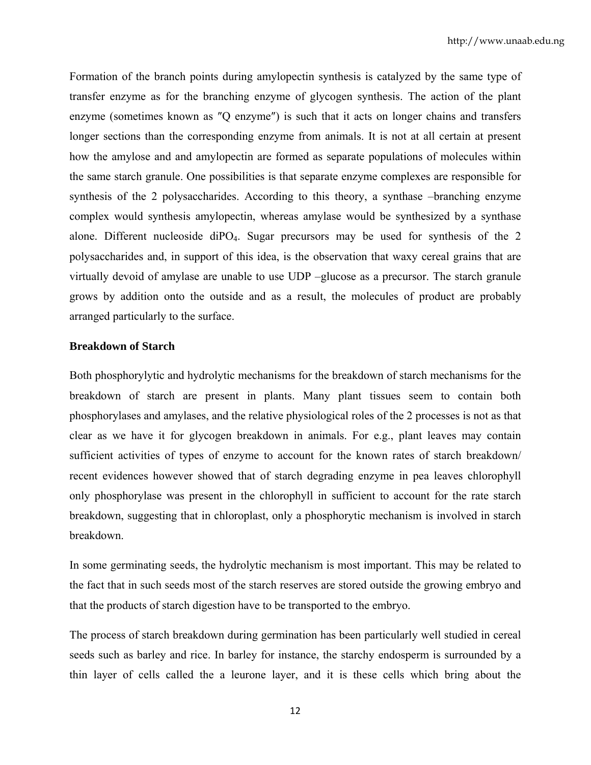Formation of the branch points during amylopectin synthesis is catalyzed by the same type of transfer enzyme as for the branching enzyme of glycogen synthesis. The action of the plant enzyme (sometimes known as ″Q enzyme″) is such that it acts on longer chains and transfers longer sections than the corresponding enzyme from animals. It is not at all certain at present how the amylose and and amylopectin are formed as separate populations of molecules within the same starch granule. One possibilities is that separate enzyme complexes are responsible for synthesis of the 2 polysaccharides. According to this theory, a synthase –branching enzyme complex would synthesis amylopectin, whereas amylase would be synthesized by a synthase alone. Different nucleoside di$PO_4$. Sugar precursors may be used for synthesis of the 2 polysaccharides and, in support of this idea, is the observation that waxy cereal grains that are virtually devoid of amylase are unable to use UDP –glucose as a precursor. The starch granule grows by addition onto the outside and as a result, the molecules of product are probably arranged particularly to the surface.

**Breakdown of Starch**

Both phosphorylytic and hydrolytic mechanisms for the breakdown of starch mechanisms for the breakdown of starch are present in plants. Many plant tissues seem to contain both phosphorylases and amylases, and the relative physiological roles of the 2 processes is not as that clear as we have it for glycogen breakdown in animals. For e.g., plant leaves may contain sufficient activities of types of enzyme to account for the known rates of starch breakdown/ recent evidences however showed that of starch degrading enzyme in pea leaves chlorophyll only phosphorylase was present in the chlorophyll in sufficient to account for the rate starch breakdown, suggesting that in chloroplast, only a phosphorytic mechanism is involved in starch breakdown.

In some germinating seeds, the hydrolytic mechanism is most important. This may be related to the fact that in such seeds most of the starch reserves are stored outside the growing embryo and that the products of starch digestion have to be transported to the embryo.

The process of starch breakdown during germination has been particularly well studied in cereal seeds such as barley and rice. In barley for instance, the starchy endosperm is surrounded by a thin layer of cells called the a leurone layer, and it is these cells which bring about the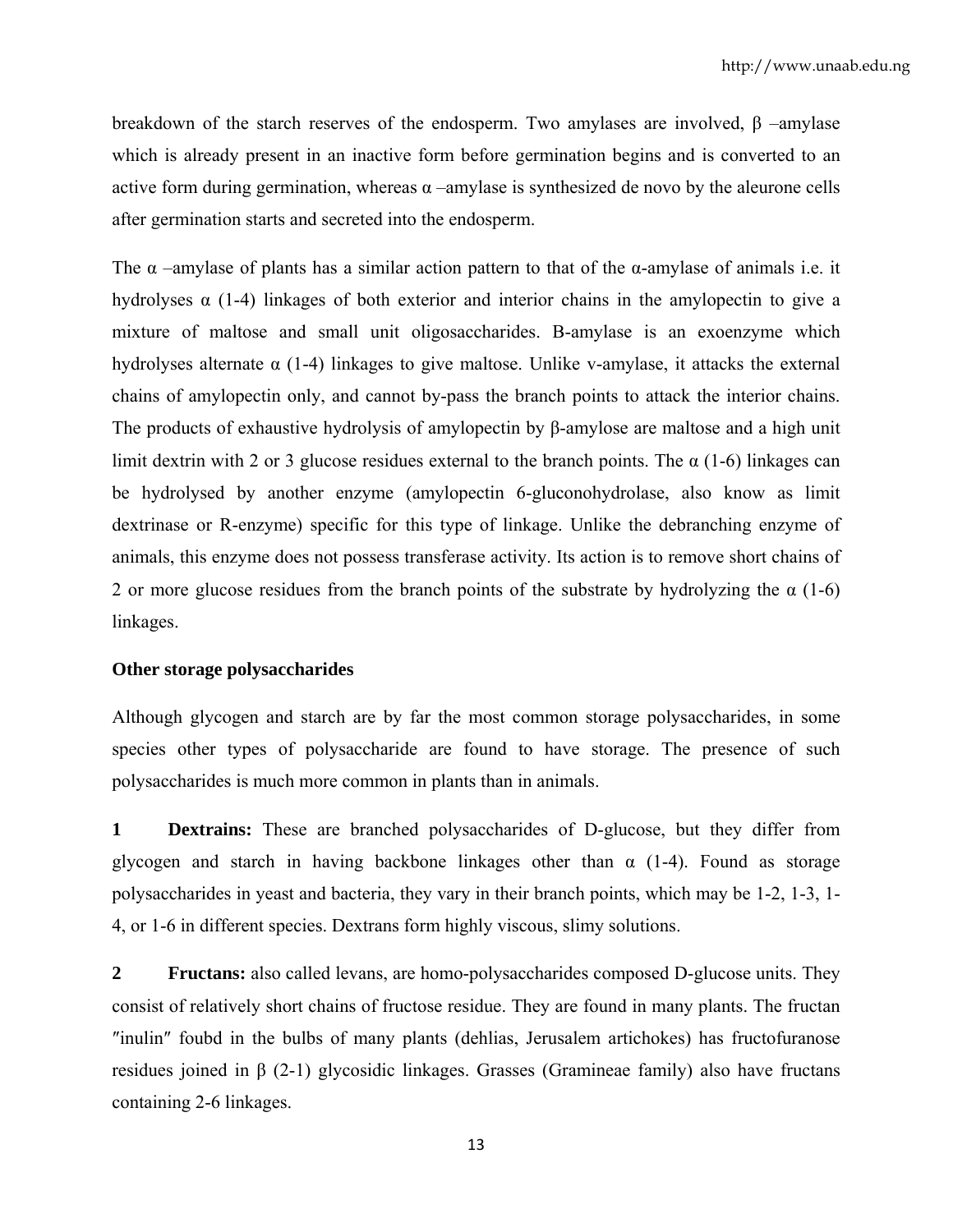breakdown of the starch reserves of the endosperm. Two amylases are involved, β –amylase which is already present in an inactive form before germination begins and is converted to an active form during germination, whereas α –amylase is synthesized de novo by the aleurone cells after germination starts and secreted into the endosperm.

The α –amylase of plants has a similar action pattern to that of the α-amylase of animals i.e. it hydrolyses α (1-4) linkages of both exterior and interior chains in the amylopectin to give a mixture of maltose and small unit oligosaccharides. Β-amylase is an exoenzyme which hydrolyses alternate α (1-4) linkages to give maltose. Unlike v-amylase, it attacks the external chains of amylopectin only, and cannot by-pass the branch points to attack the interior chains. The products of exhaustive hydrolysis of amylopectin by β-amylose are maltose and a high unit limit dextrin with 2 or 3 glucose residues external to the branch points. The α (1-6) linkages can be hydrolysed by another enzyme (amylopectin 6-gluconohydrolase, also know as limit dextrinase or R-enzyme) specific for this type of linkage. Unlike the debranching enzyme of animals, this enzyme does not possess transferase activity. Its action is to remove short chains of 2 or more glucose residues from the branch points of the substrate by hydrolyzing the α (1-6) linkages.

**Other storage polysaccharides**

Although glycogen and starch are by far the most common storage polysaccharides, in some species other types of polysaccharide are found to have storage. The presence of such polysaccharides is much more common in plants than in animals.

**1 Dextrains:** These are branched polysaccharides of D-glucose, but they differ from glycogen and starch in having backbone linkages other than α (1-4). Found as storage polysaccharides in yeast and bacteria, they vary in their branch points, which may be 1-2, 1-3, 1-4, or 1-6 in different species. Dextrans form highly viscous, slimy solutions.

**2 Fructans:** also called levans, are homo-polysaccharides composed D-glucose units. They consist of relatively short chains of fructose residue. They are found in many plants. The fructan ″inulin″ foubd in the bulbs of many plants (dehlias, Jerusalem artichokes) has fructofuranose residues joined in β (2-1) glycosidic linkages. Grasses (Gramineae family) also have fructans containing 2-6 linkages.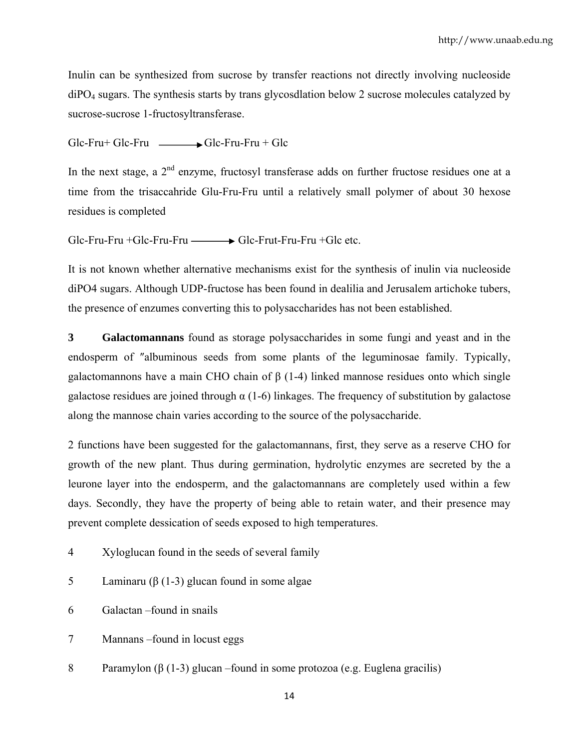Inulin can be synthesized from sucrose by transfer reactions not directly involving nucleoside $diPO_4$ sugars. The synthesis starts by trans glycosdlation below 2 sucrose molecules catalyzed by sucrose-sucrose 1-fructosyltransferase.

$$\text{Glc-Fru} + \text{Glc-Fru} \longrightarrow \text{Glc-Fru-Fru} + \text{Glc}$$

In the next stage, a 2nd enzyme, fructosyl transferase adds on further fructose residues one at a time from the trisaccahride Glu-Fru-Fru until a relatively small polymer of about 30 hexose residues is completed

$$\text{Glc-Fru-Fru} + \text{Glc-Fru-Fru} \longrightarrow \text{Glc-Frut-Fru-Fru} + \text{Glc etc.}$$

It is not known whether alternative mechanisms exist for the synthesis of inulin via nucleoside diPO4 sugars. Although UDP-fructose has been found in dealilia and Jerusalem artichoke tubers, the presence of enzumes converting this to polysaccharides has not been established.

3 **Galactomannans** found as storage polysaccharides in some fungi and yeast and in the endosperm of ″albuminous seeds from some plants of the leguminosae family. Typically, galactomannons have a main CHO chain of β (1-4) linked mannose residues onto which single galactose residues are joined through α (1-6) linkages. The frequency of substitution by galactose along the mannose chain varies according to the source of the polysaccharide.

2 functions have been suggested for the galactomannans, first, they serve as a reserve CHO for growth of the new plant. Thus during germination, hydrolytic enzymes are secreted by the a leurone layer into the endosperm, and the galactomannans are completely used within a few days. Secondly, they have the property of being able to retain water, and their presence may prevent complete dessication of seeds exposed to high temperatures.

4 Xyloglucan found in the seeds of several family

5 Laminaru (β (1-3) glucan found in some algae

6 Galactan –found in snails

7 Mannans –found in locust eggs

8 Paramylon (β (1-3) glucan –found in some protozoa (e.g. Euglena gracilis)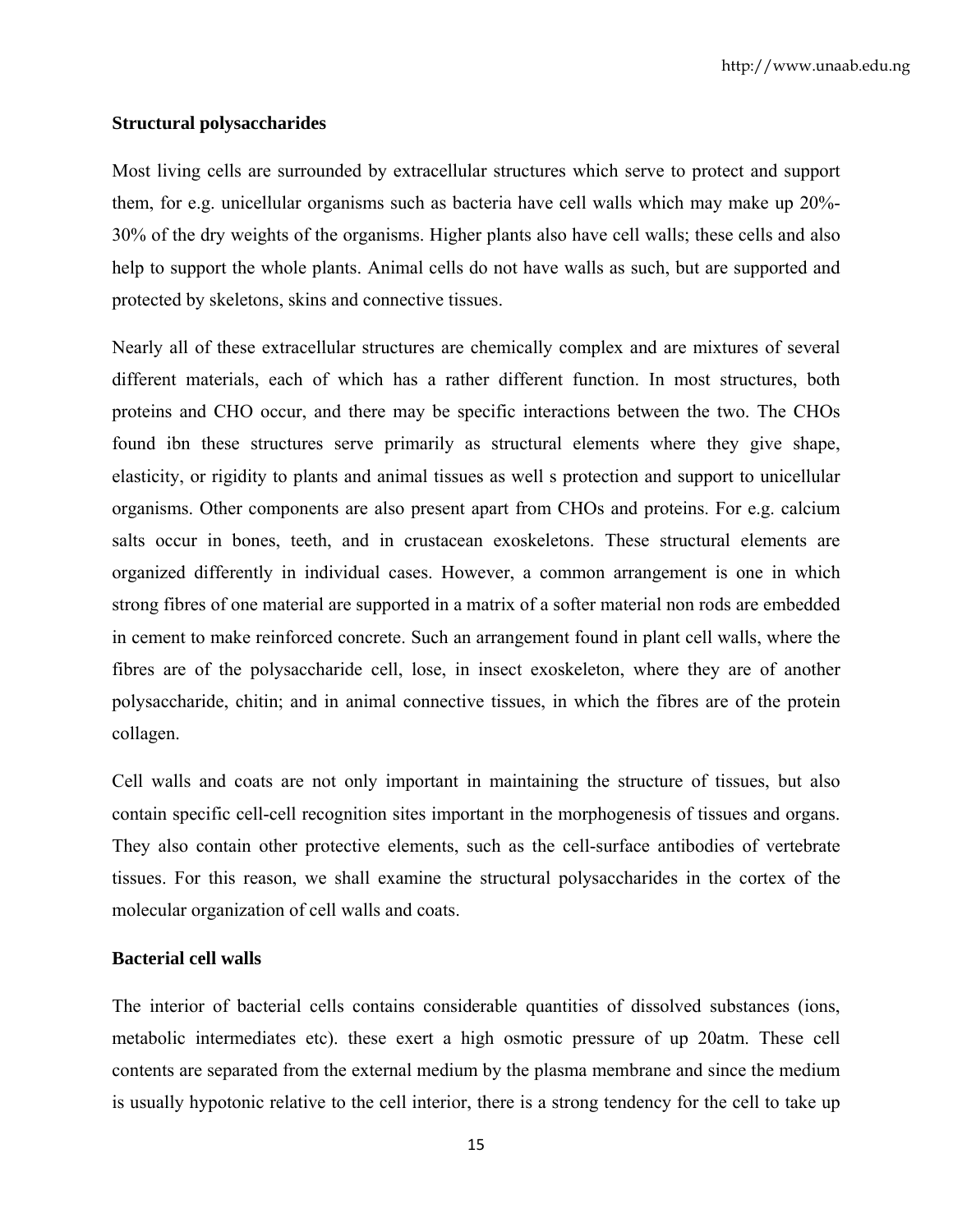**Structural polysaccharides**

Most living cells are surrounded by extracellular structures which serve to protect and support them, for e.g. unicellular organisms such as bacteria have cell walls which may make up 20%-30% of the dry weights of the organisms. Higher plants also have cell walls; these cells and also help to support the whole plants. Animal cells do not have walls as such, but are supported and protected by skeletons, skins and connective tissues.

Nearly all of these extracellular structures are chemically complex and are mixtures of several different materials, each of which has a rather different function. In most structures, both proteins and CHO occur, and there may be specific interactions between the two. The CHOs found ibn these structures serve primarily as structural elements where they give shape, elasticity, or rigidity to plants and animal tissues as well s protection and support to unicellular organisms. Other components are also present apart from CHOs and proteins. For e.g. calcium salts occur in bones, teeth, and in crustacean exoskeletons. These structural elements are organized differently in individual cases. However, a common arrangement is one in which strong fibres of one material are supported in a matrix of a softer material non rods are embedded in cement to make reinforced concrete. Such an arrangement found in plant cell walls, where the fibres are of the polysaccharide cell, lose, in insect exoskeleton, where they are of another polysaccharide, chitin; and in animal connective tissues, in which the fibres are of the protein collagen.

Cell walls and coats are not only important in maintaining the structure of tissues, but also contain specific cell-cell recognition sites important in the morphogenesis of tissues and organs. They also contain other protective elements, such as the cell-surface antibodies of vertebrate tissues. For this reason, we shall examine the structural polysaccharides in the cortex of the molecular organization of cell walls and coats.

**Bacterial cell walls**

The interior of bacterial cells contains considerable quantities of dissolved substances (ions, metabolic intermediates etc). these exert a high osmotic pressure of up 20atm. These cell contents are separated from the external medium by the plasma membrane and since the medium is usually hypotonic relative to the cell interior, there is a strong tendency for the cell to take up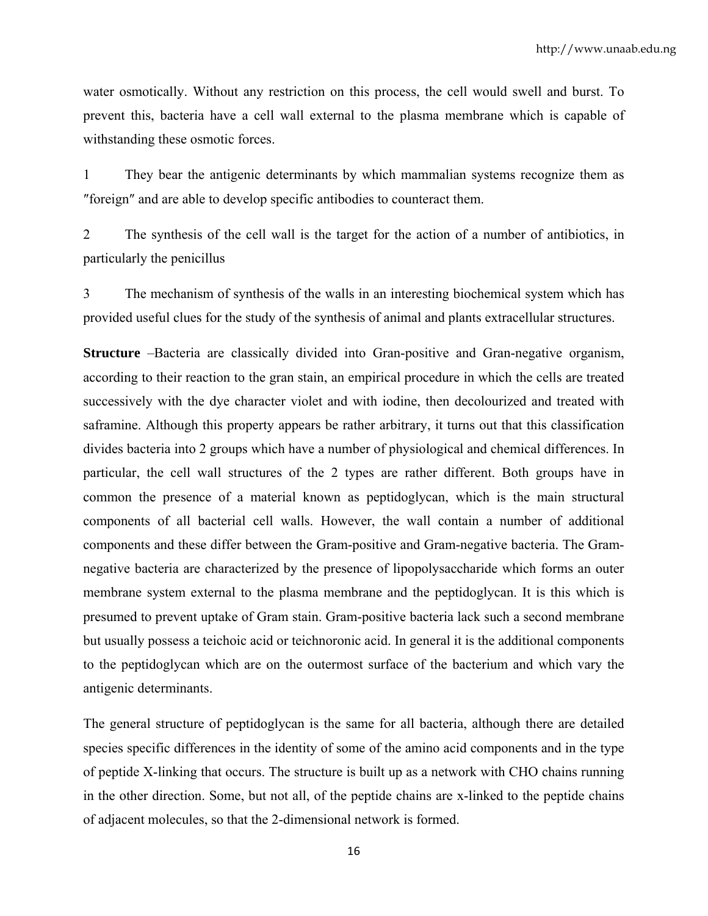water osmotically. Without any restriction on this process, the cell would swell and burst. To prevent this, bacteria have a cell wall external to the plasma membrane which is capable of withstanding these osmotic forces.

1 They bear the antigenic determinants by which mammalian systems recognize them as ″foreign″ and are able to develop specific antibodies to counteract them.

2 The synthesis of the cell wall is the target for the action of a number of antibiotics, in particularly the penicillus

3 The mechanism of synthesis of the walls in an interesting biochemical system which has provided useful clues for the study of the synthesis of animal and plants extracellular structures.

**Structure** –Bacteria are classically divided into Gran-positive and Gran-negative organism, according to their reaction to the gran stain, an empirical procedure in which the cells are treated successively with the dye character violet and with iodine, then decolourized and treated with saframine. Although this property appears be rather arbitrary, it turns out that this classification divides bacteria into 2 groups which have a number of physiological and chemical differences. In particular, the cell wall structures of the 2 types are rather different. Both groups have in common the presence of a material known as peptidoglycan, which is the main structural components of all bacterial cell walls. However, the wall contain a number of additional components and these differ between the Gram-positive and Gram-negative bacteria. The Gram-negative bacteria are characterized by the presence of lipopolysaccharide which forms an outer membrane system external to the plasma membrane and the peptidoglycan. It is this which is presumed to prevent uptake of Gram stain. Gram-positive bacteria lack such a second membrane but usually possess a teichoic acid or teichnoronic acid. In general it is the additional components to the peptidoglycan which are on the outermost surface of the bacterium and which vary the antigenic determinants.

The general structure of peptidoglycan is the same for all bacteria, although there are detailed species specific differences in the identity of some of the amino acid components and in the type of peptide X-linking that occurs. The structure is built up as a network with CHO chains running in the other direction. Some, but not all, of the peptide chains are x-linked to the peptide chains of adjacent molecules, so that the 2-dimensional network is formed.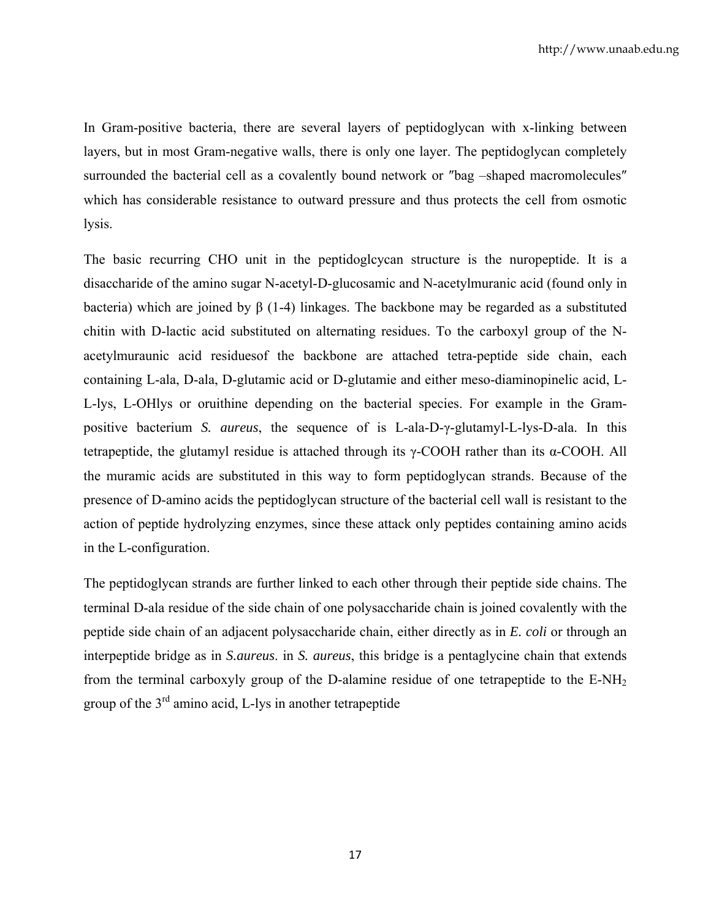In Gram-positive bacteria, there are several layers of peptidoglycan with x-linking between layers, but in most Gram-negative walls, there is only one layer. The peptidoglycan completely surrounded the bacterial cell as a covalently bound network or ″bag –shaped macromolecules″ which has considerable resistance to outward pressure and thus protects the cell from osmotic lysis.

The basic recurring CHO unit in the peptidoglcycan structure is the nuropeptide. It is a disaccharide of the amino sugar N-acetyl-D-glucosamic and N-acetylmuranic acid (found only in bacteria) which are joined by β (1-4) linkages. The backbone may be regarded as a substituted chitin with D-lactic acid substituted on alternating residues. To the carboxyl group of the N-acetylmuraunic acid residuesof the backbone are attached tetra-peptide side chain, each containing L-ala, D-ala, D-glutamic acid or D-glutamie and either meso-diaminopinelic acid, L-L-lys, L-OHlys or oruithine depending on the bacterial species. For example in the Gram-positive bacterium *S. aureus*, the sequence of is L-ala-D-γ-glutamyl-L-lys-D-ala. In this tetrapeptide, the glutamyl residue is attached through its γ-COOH rather than its α-COOH. All the muramic acids are substituted in this way to form peptidoglycan strands. Because of the presence of D-amino acids the peptidoglycan structure of the bacterial cell wall is resistant to the action of peptide hydrolyzing enzymes, since these attack only peptides containing amino acids in the L-configuration.

The peptidoglycan strands are further linked to each other through their peptide side chains. The terminal D-ala residue of the side chain of one polysaccharide chain is joined covalently with the peptide side chain of an adjacent polysaccharide chain, either directly as in *E. coli* or through an interpeptide bridge as in *S.aureus*. in *S. aureus*, this bridge is a pentaglycine chain that extends from the terminal carboxyly group of the D-alamine residue of one tetrapeptide to the E-$NH_2$ group of the 3rd amino acid, L-lys in another tetrapeptide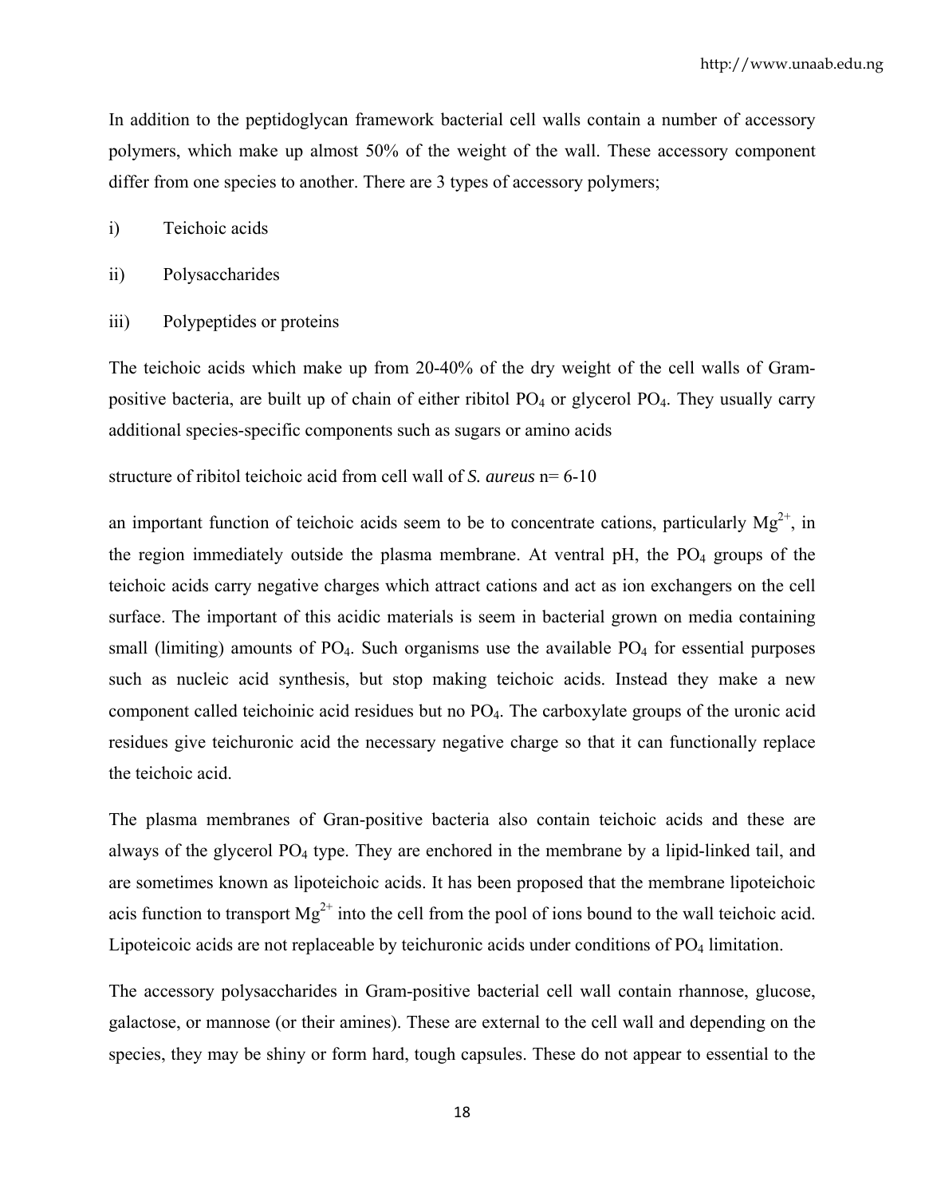In addition to the peptidoglycan framework bacterial cell walls contain a number of accessory polymers, which make up almost 50% of the weight of the wall. These accessory component differ from one species to another. There are 3 types of accessory polymers;

i) Teichoic acids

ii) Polysaccharides

iii) Polypeptides or proteins

The teichoic acids which make up from 20-40% of the dry weight of the cell walls of Gram-positive bacteria, are built up of chain of either ribitol $PO_4$ or glycerol $PO_4$. They usually carry additional species-specific components such as sugars or amino acids

structure of ribitol teichoic acid from cell wall of *S. aureus* n= 6-10

an important function of teichoic acids seem to be to concentrate cations, particularly $Mg^{2+}$, in the region immediately outside the plasma membrane. At ventral pH, the $PO_4$ groups of the teichoic acids carry negative charges which attract cations and act as ion exchangers on the cell surface. The important of this acidic materials is seem in bacterial grown on media containing small (limiting) amounts of $PO_4$. Such organisms use the available $PO_4$ for essential purposes such as nucleic acid synthesis, but stop making teichoic acids. Instead they make a new component called teichoinic acid residues but no $PO_4$. The carboxylate groups of the uronic acid residues give teichuronic acid the necessary negative charge so that it can functionally replace the teichoic acid.

The plasma membranes of Gran-positive bacteria also contain teichoic acids and these are always of the glycerol $PO_4$ type. They are enchored in the membrane by a lipid-linked tail, and are sometimes known as lipoteichoic acids. It has been proposed that the membrane lipoteichoic acis function to transport $Mg^{2+}$ into the cell from the pool of ions bound to the wall teichoic acid. Lipoteicoic acids are not replaceable by teichuronic acids under conditions of $PO_4$ limitation.

The accessory polysaccharides in Gram-positive bacterial cell wall contain rhannose, glucose, galactose, or mannose (or their amines). These are external to the cell wall and depending on the species, they may be shiny or form hard, tough capsules. These do not appear to essential to the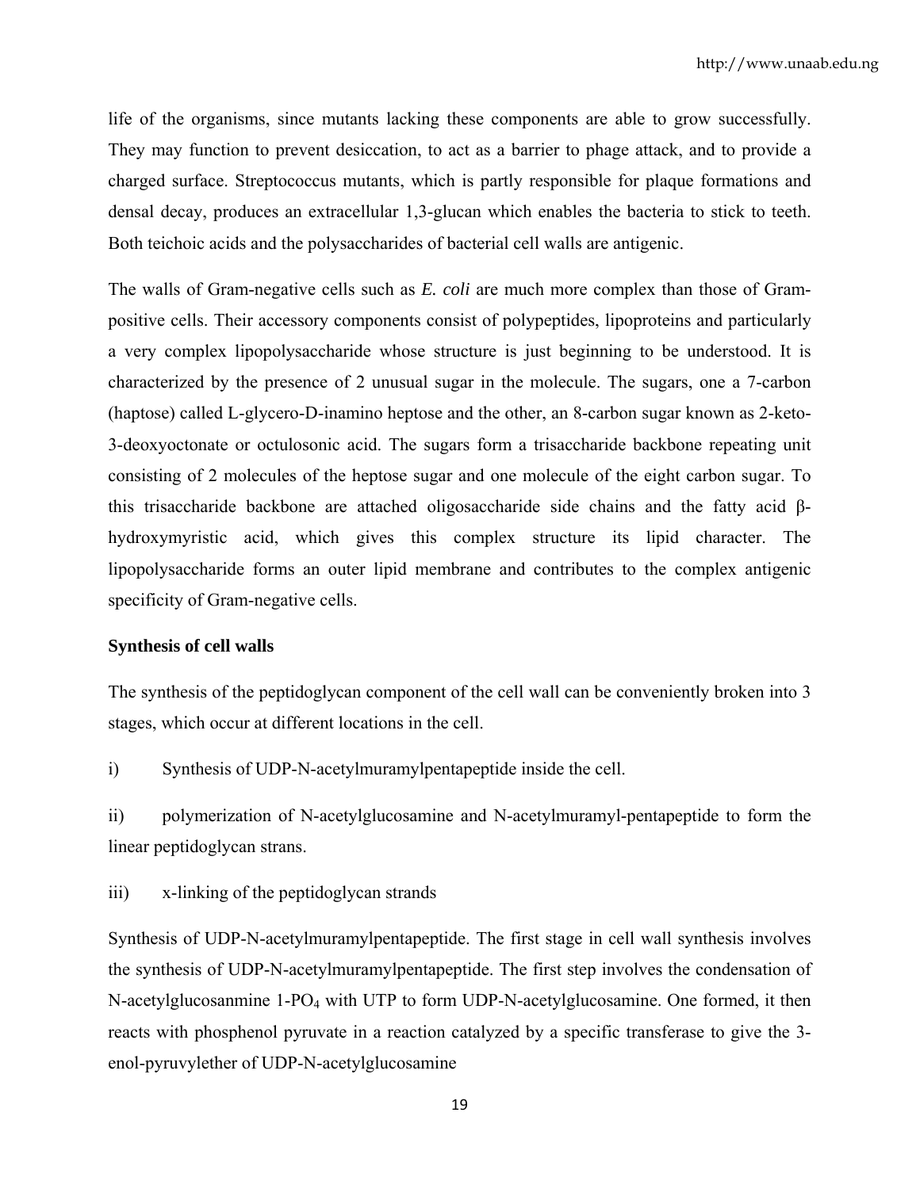life of the organisms, since mutants lacking these components are able to grow successfully. They may function to prevent desiccation, to act as a barrier to phage attack, and to provide a charged surface. Streptococcus mutants, which is partly responsible for plaque formations and densal decay, produces an extracellular 1,3-glucan which enables the bacteria to stick to teeth. Both teichoic acids and the polysaccharides of bacterial cell walls are antigenic.

The walls of Gram-negative cells such as *E. coli* are much more complex than those of Gram-positive cells. Their accessory components consist of polypeptides, lipoproteins and particularly a very complex lipopolysaccharide whose structure is just beginning to be understood. It is characterized by the presence of 2 unusual sugar in the molecule. The sugars, one a 7-carbon (haptose) called L-glycero-D-inamino heptose and the other, an 8-carbon sugar known as 2-keto-3-deoxyoctonate or octulosonic acid. The sugars form a trisaccharide backbone repeating unit consisting of 2 molecules of the heptose sugar and one molecule of the eight carbon sugar. To this trisaccharide backbone are attached oligosaccharide side chains and the fatty acid β-hydroxymyristic acid, which gives this complex structure its lipid character. The lipopolysaccharide forms an outer lipid membrane and contributes to the complex antigenic specificity of Gram-negative cells.

**Synthesis of cell walls**

The synthesis of the peptidoglycan component of the cell wall can be conveniently broken into 3 stages, which occur at different locations in the cell.

i) Synthesis of UDP-N-acetylmuramylpentapeptide inside the cell.

ii) polymerization of N-acetylglucosamine and N-acetylmuramyl-pentapeptide to form the linear peptidoglycan strans.

iii) x-linking of the peptidoglycan strands

Synthesis of UDP-N-acetylmuramylpentapeptide. The first stage in cell wall synthesis involves the synthesis of UDP-N-acetylmuramylpentapeptide. The first step involves the condensation of N-acetylglucosanmine 1-$PO_4$ with UTP to form UDP-N-acetylglucosamine. One formed, it then reacts with phosphenol pyruvate in a reaction catalyzed by a specific transferase to give the 3-enol-pyruvylether of UDP-N-acetylglucosamine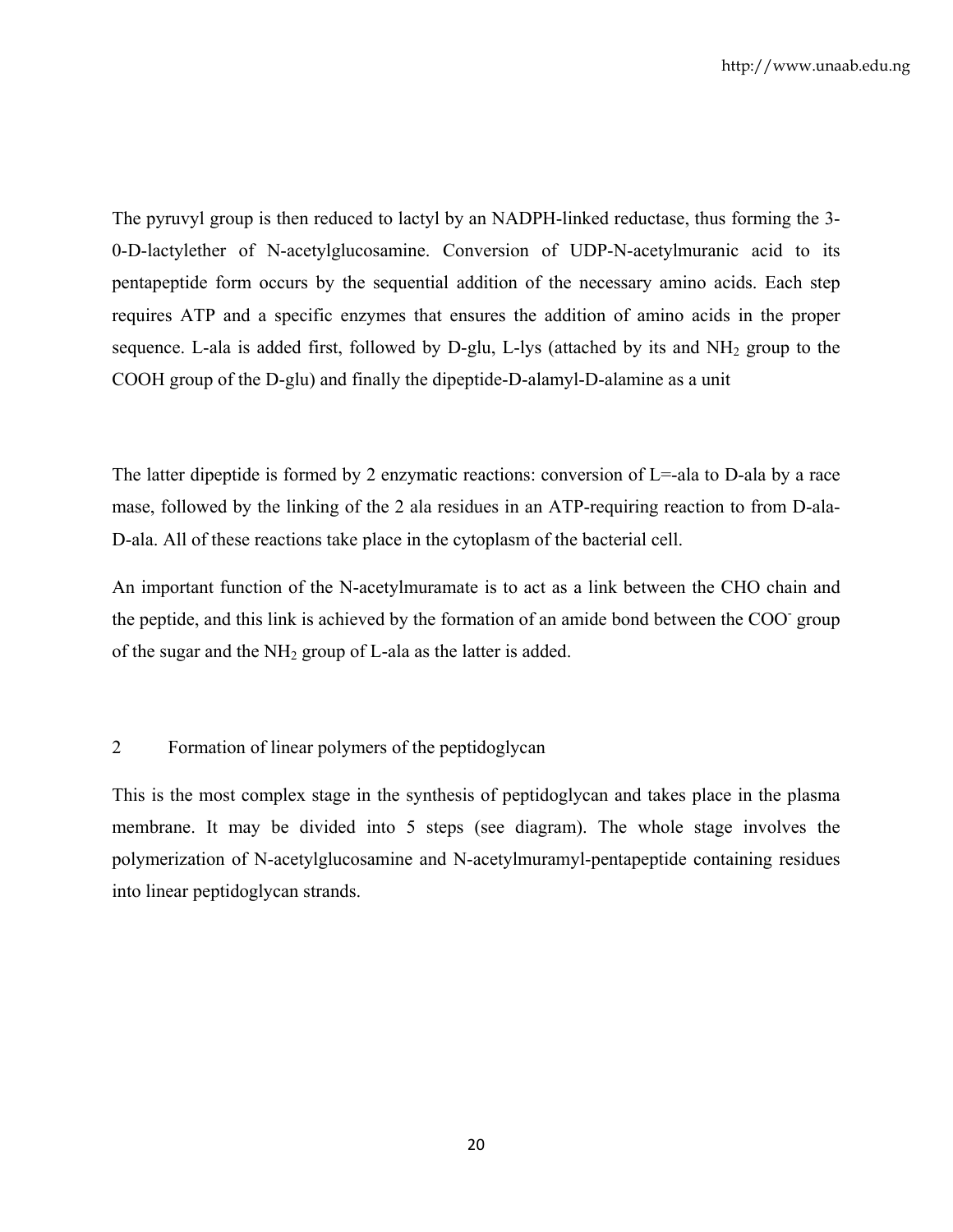The pyruvyl group is then reduced to lactyl by an NADPH-linked reductase, thus forming the 3-0-D-lactylether of N-acetylglucosamine. Conversion of UDP-N-acetylmuranic acid to its pentapeptide form occurs by the sequential addition of the necessary amino acids. Each step requires ATP and a specific enzymes that ensures the addition of amino acids in the proper sequence. L-ala is added first, followed by D-glu, L-lys (attached by its and $NH_2$ group to the COOH group of the D-glu) and finally the dipeptide-D-alamyl-D-alamine as a unit

The latter dipeptide is formed by 2 enzymatic reactions: conversion of L=-ala to D-ala by a race mase, followed by the linking of the 2 ala residues in an ATP-requiring reaction to from D-ala-D-ala. All of these reactions take place in the cytoplasm of the bacterial cell.

An important function of the N-acetylmuramate is to act as a link between the CHO chain and the peptide, and this link is achieved by the formation of an amide bond between the $COO^-$ group of the sugar and the $NH_2$ group of L-ala as the latter is added.

## 2 Formation of linear polymers of the peptidoglycan

This is the most complex stage in the synthesis of peptidoglycan and takes place in the plasma membrane. It may be divided into 5 steps (see diagram). The whole stage involves the polymerization of N-acetylglucosamine and N-acetylmuramyl-pentapeptide containing residues into linear peptidoglycan strands.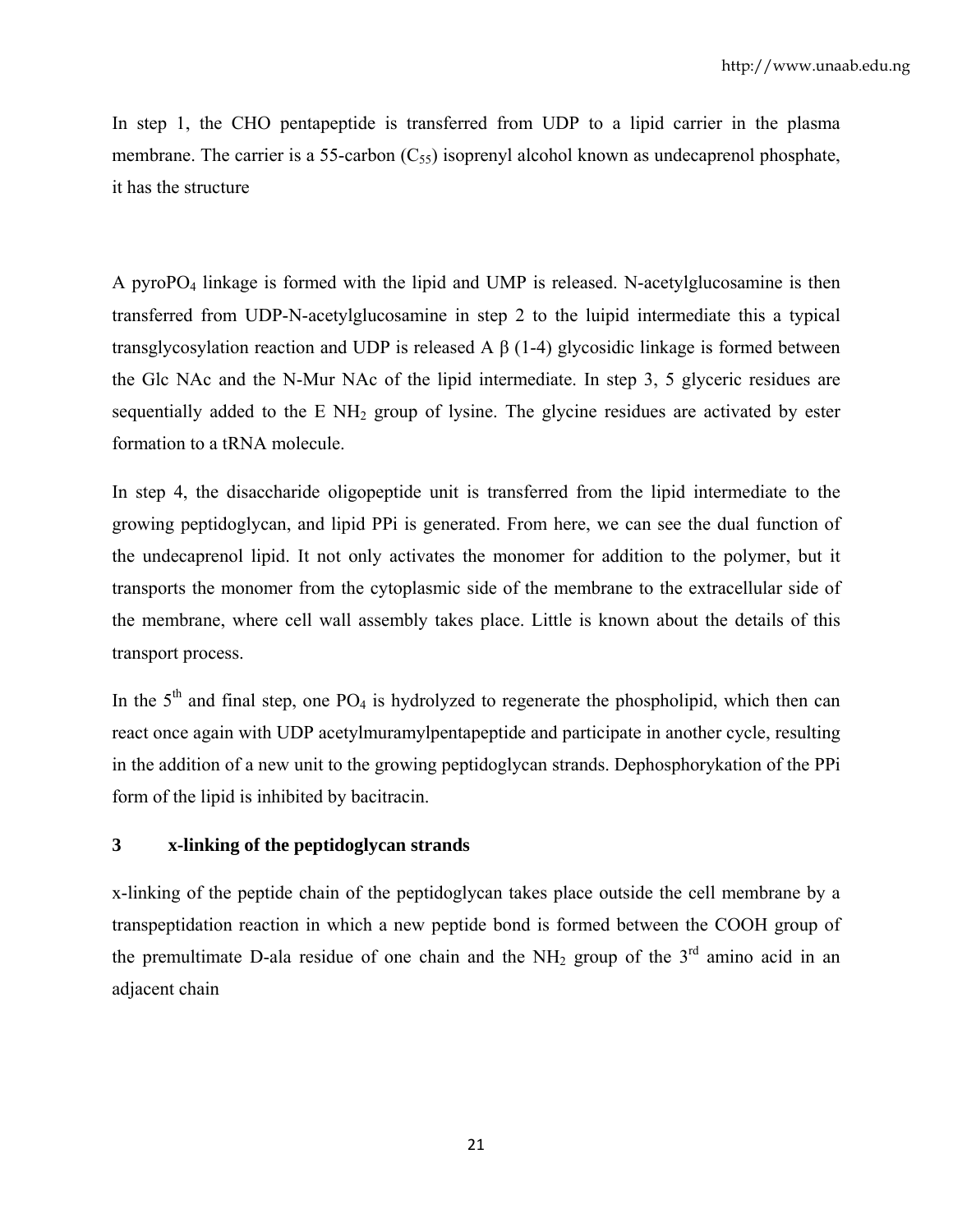In step 1, the CHO pentapeptide is transferred from UDP to a lipid carrier in the plasma membrane. The carrier is a 55-carbon ($C_{55}$) isoprenyl alcohol known as undecaprenol phosphate, it has the structure

A pyro$PO_4$ linkage is formed with the lipid and UMP is released. N-acetylglucosamine is then transferred from UDP-N-acetylglucosamine in step 2 to the luipid intermediate this a typical transglycosylation reaction and UDP is released A β (1-4) glycosidic linkage is formed between the Glc NAc and the N-Mur NAc of the lipid intermediate. In step 3, 5 glyceric residues are sequentially added to the E $NH_2$ group of lysine. The glycine residues are activated by ester formation to a tRNA molecule.

In step 4, the disaccharide oligopeptide unit is transferred from the lipid intermediate to the growing peptidoglycan, and lipid PPi is generated. From here, we can see the dual function of the undecaprenol lipid. It not only activates the monomer for addition to the polymer, but it transports the monomer from the cytoplasmic side of the membrane to the extracellular side of the membrane, where cell wall assembly takes place. Little is known about the details of this transport process.

In the 5th and final step, one $PO_4$ is hydrolyzed to regenerate the phospholipid, which then can react once again with UDP acetylmuramylpentapeptide and participate in another cycle, resulting in the addition of a new unit to the growing peptidoglycan strands. Dephosphorykation of the PPi form of the lipid is inhibited by bacitracin.

## 3 x-linking of the peptidoglycan strands

x-linking of the peptide chain of the peptidoglycan takes place outside the cell membrane by a transpeptidation reaction in which a new peptide bond is formed between the COOH group of the premultimate D-ala residue of one chain and the $NH_2$ group of the 3rd amino acid in an adjacent chain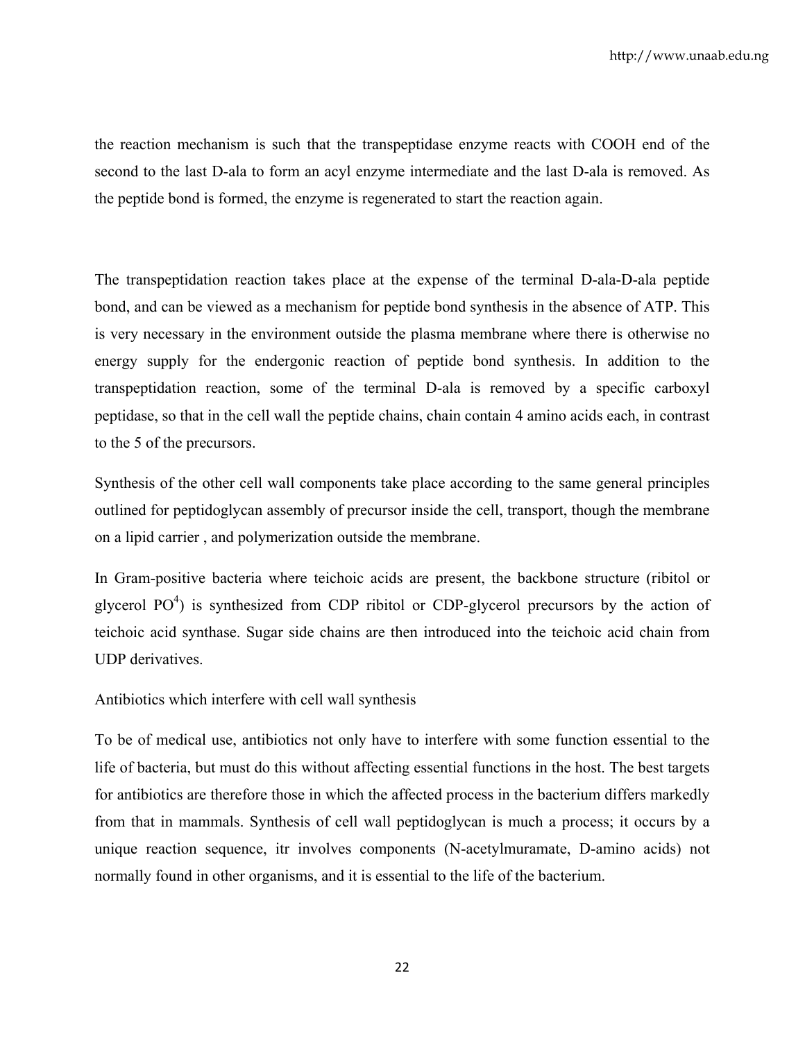the reaction mechanism is such that the transpeptidase enzyme reacts with COOH end of the second to the last D-ala to form an acyl enzyme intermediate and the last D-ala is removed. As the peptide bond is formed, the enzyme is regenerated to start the reaction again.

The transpeptidation reaction takes place at the expense of the terminal D-ala-D-ala peptide bond, and can be viewed as a mechanism for peptide bond synthesis in the absence of ATP. This is very necessary in the environment outside the plasma membrane where there is otherwise no energy supply for the endergonic reaction of peptide bond synthesis. In addition to the transpeptidation reaction, some of the terminal D-ala is removed by a specific carboxyl peptidase, so that in the cell wall the peptide chains, chain contain 4 amino acids each, in contrast to the 5 of the precursors.

Synthesis of the other cell wall components take place according to the same general principles outlined for peptidoglycan assembly of precursor inside the cell, transport, though the membrane on a lipid carrier , and polymerization outside the membrane.

In Gram-positive bacteria where teichoic acids are present, the backbone structure (ribitol or glycerol $PO^4$) is synthesized from CDP ribitol or CDP-glycerol precursors by the action of teichoic acid synthase. Sugar side chains are then introduced into the teichoic acid chain from UDP derivatives.

Antibiotics which interfere with cell wall synthesis

To be of medical use, antibiotics not only have to interfere with some function essential to the life of bacteria, but must do this without affecting essential functions in the host. The best targets for antibiotics are therefore those in which the affected process in the bacterium differs markedly from that in mammals. Synthesis of cell wall peptidoglycan is much a process; it occurs by a unique reaction sequence, itr involves components (N-acetylmuramate, D-amino acids) not normally found in other organisms, and it is essential to the life of the bacterium.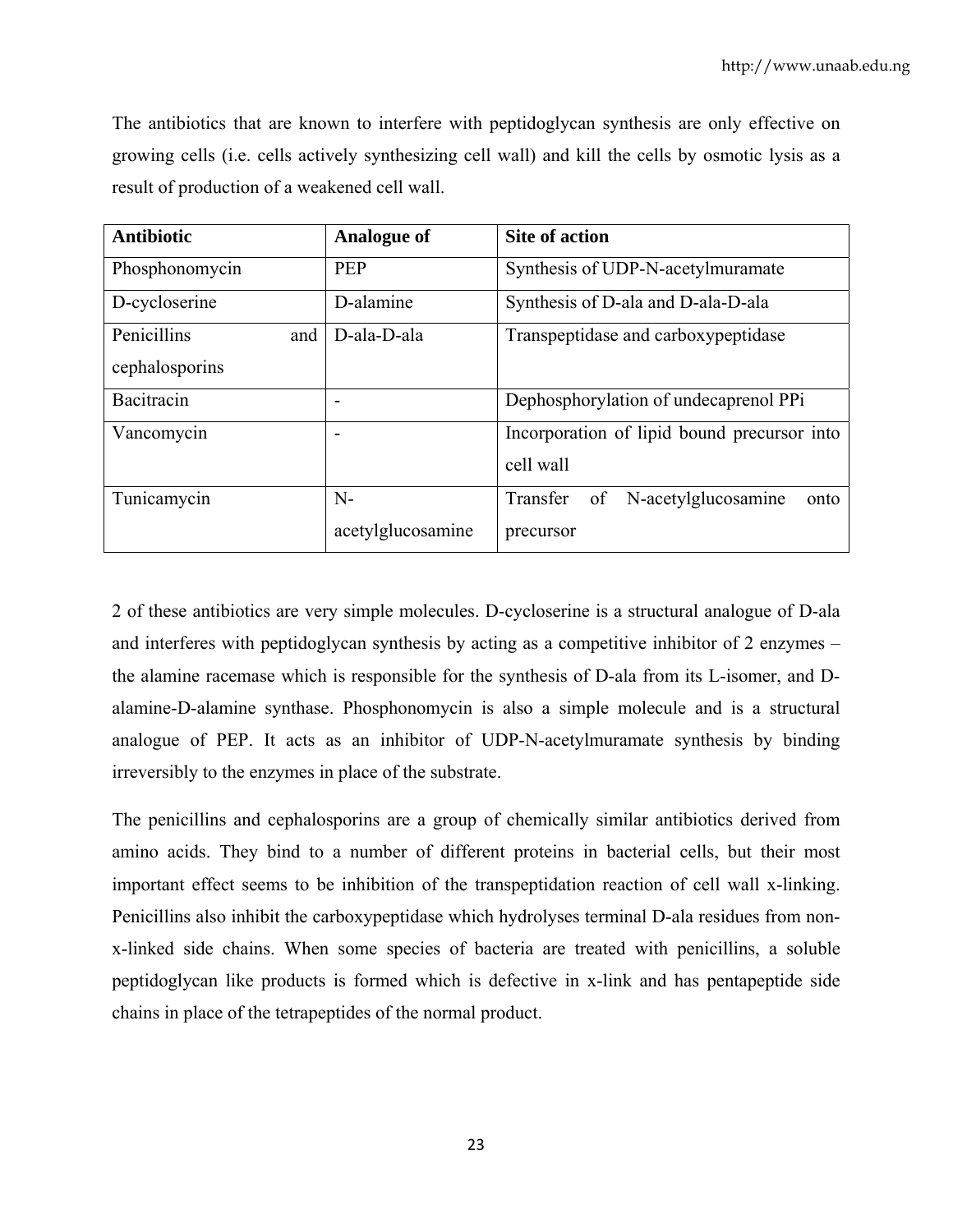The antibiotics that are known to interfere with peptidoglycan synthesis are only effective on growing cells (i.e. cells actively synthesizing cell wall) and kill the cells by osmotic lysis as a result of production of a weakened cell wall.

| **Antibiotic** | **Analogue of** | **Site of action** |
|---|---|---|
| Phosphonomycin | PEP | Synthesis of UDP-N-acetylmuramate |
| D-cycloserine | D-alamine | Synthesis of D-ala and D-ala-D-ala |
| Penicillins and cephalosporins | D-ala-D-ala | Transpeptidase and carboxypeptidase |
| Bacitracin | - | Dephosphorylation of undecaprenol PPi |
| Vancomycin | - | Incorporation of lipid bound precursor into cell wall |
| Tunicamycin | N-acetylglucosamine | Transfer of N-acetylglucosamine onto precursor |

2 of these antibiotics are very simple molecules. D-cycloserine is a structural analogue of D-ala and interferes with peptidoglycan synthesis by acting as a competitive inhibitor of 2 enzymes – the alamine racemase which is responsible for the synthesis of D-ala from its L-isomer, and D-alamine-D-alamine synthase. Phosphonomycin is also a simple molecule and is a structural analogue of PEP. It acts as an inhibitor of UDP-N-acetylmuramate synthesis by binding irreversibly to the enzymes in place of the substrate.

The penicillins and cephalosporins are a group of chemically similar antibiotics derived from amino acids. They bind to a number of different proteins in bacterial cells, but their most important effect seems to be inhibition of the transpeptidation reaction of cell wall x-linking. Penicillins also inhibit the carboxypeptidase which hydrolyses terminal D-ala residues from non-x-linked side chains. When some species of bacteria are treated with penicillins, a soluble peptidoglycan like products is formed which is defective in x-link and has pentapeptide side chains in place of the tetrapeptides of the normal product.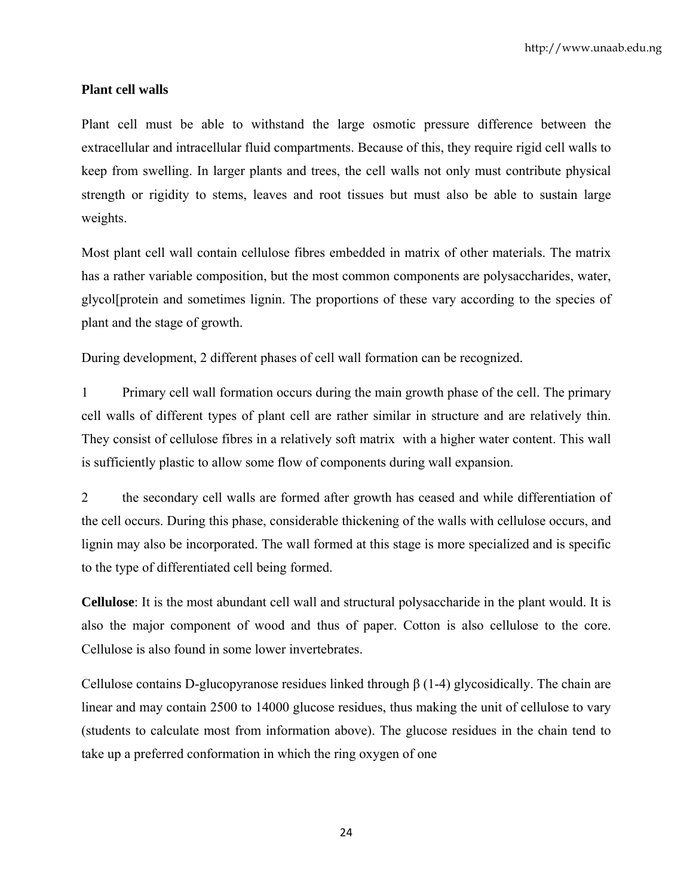**Plant cell walls**

Plant cell must be able to withstand the large osmotic pressure difference between the extracellular and intracellular fluid compartments. Because of this, they require rigid cell walls to keep from swelling. In larger plants and trees, the cell walls not only must contribute physical strength or rigidity to stems, leaves and root tissues but must also be able to sustain large weights.

Most plant cell wall contain cellulose fibres embedded in matrix of other materials. The matrix has a rather variable composition, but the most common components are polysaccharides, water, glycol[protein and sometimes lignin. The proportions of these vary according to the species of plant and the stage of growth.

During development, 2 different phases of cell wall formation can be recognized.

1 Primary cell wall formation occurs during the main growth phase of the cell. The primary cell walls of different types of plant cell are rather similar in structure and are relatively thin. They consist of cellulose fibres in a relatively soft matrix with a higher water content. This wall is sufficiently plastic to allow some flow of components during wall expansion.

2 the secondary cell walls are formed after growth has ceased and while differentiation of the cell occurs. During this phase, considerable thickening of the walls with cellulose occurs, and lignin may also be incorporated. The wall formed at this stage is more specialized and is specific to the type of differentiated cell being formed.

**Cellulose**: It is the most abundant cell wall and structural polysaccharide in the plant would. It is also the major component of wood and thus of paper. Cotton is also cellulose to the core. Cellulose is also found in some lower invertebrates.

Cellulose contains D-glucopyranose residues linked through β (1-4) glycosidically. The chain are linear and may contain 2500 to 14000 glucose residues, thus making the unit of cellulose to vary (students to calculate most from information above). The glucose residues in the chain tend to take up a preferred conformation in which the ring oxygen of one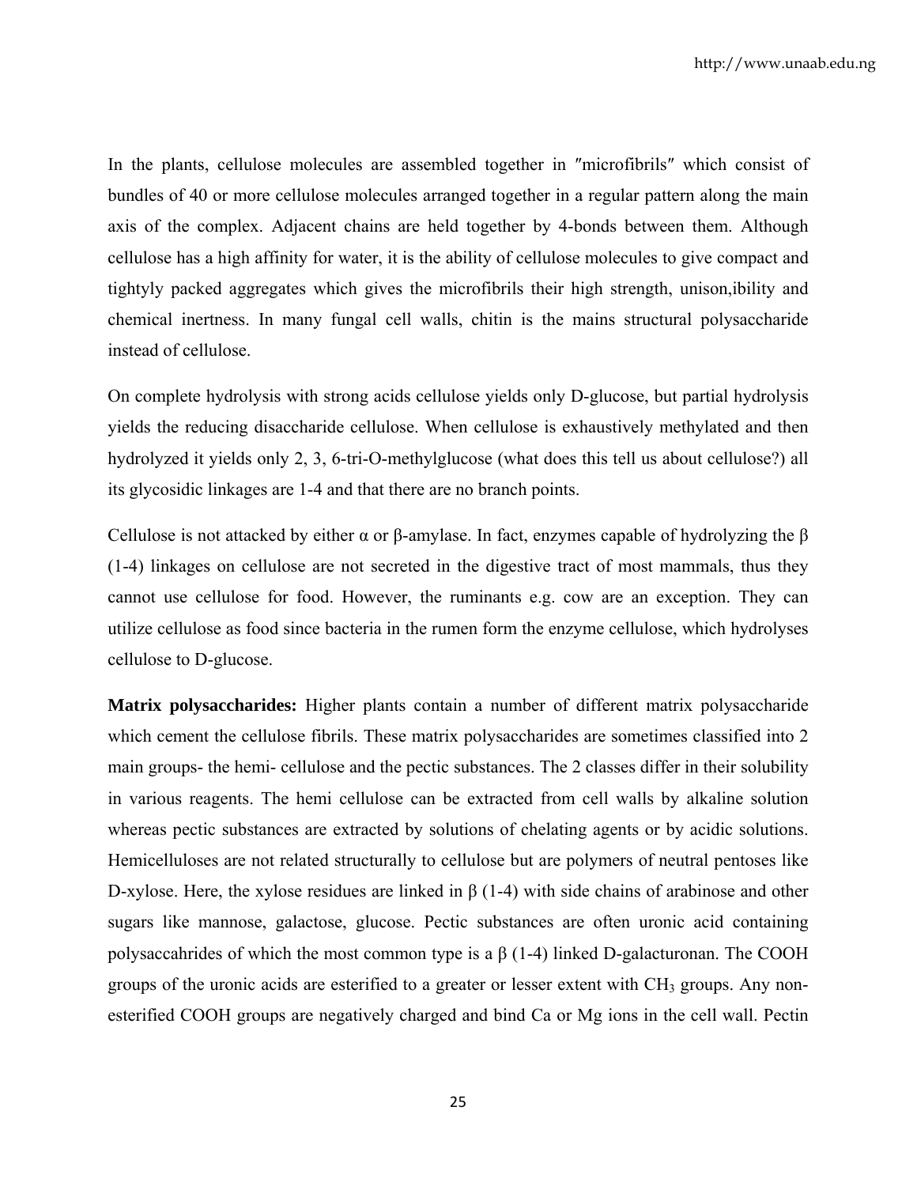In the plants, cellulose molecules are assembled together in ″microfibrils″ which consist of bundles of 40 or more cellulose molecules arranged together in a regular pattern along the main axis of the complex. Adjacent chains are held together by 4-bonds between them. Although cellulose has a high affinity for water, it is the ability of cellulose molecules to give compact and tightyly packed aggregates which gives the microfibrils their high strength, unison,ibility and chemical inertness. In many fungal cell walls, chitin is the mains structural polysaccharide instead of cellulose.

On complete hydrolysis with strong acids cellulose yields only D-glucose, but partial hydrolysis yields the reducing disaccharide cellulose. When cellulose is exhaustively methylated and then hydrolyzed it yields only 2, 3, 6-tri-O-methylglucose (what does this tell us about cellulose?) all its glycosidic linkages are 1-4 and that there are no branch points.

Cellulose is not attacked by either α or β-amylase. In fact, enzymes capable of hydrolyzing the β (1-4) linkages on cellulose are not secreted in the digestive tract of most mammals, thus they cannot use cellulose for food. However, the ruminants e.g. cow are an exception. They can utilize cellulose as food since bacteria in the rumen form the enzyme cellulose, which hydrolyses cellulose to D-glucose.

**Matrix polysaccharides:** Higher plants contain a number of different matrix polysaccharide which cement the cellulose fibrils. These matrix polysaccharides are sometimes classified into 2 main groups- the hemi- cellulose and the pectic substances. The 2 classes differ in their solubility in various reagents. The hemi cellulose can be extracted from cell walls by alkaline solution whereas pectic substances are extracted by solutions of chelating agents or by acidic solutions. Hemicelluloses are not related structurally to cellulose but are polymers of neutral pentoses like D-xylose. Here, the xylose residues are linked in β (1-4) with side chains of arabinose and other sugars like mannose, galactose, glucose. Pectic substances are often uronic acid containing polysaccahrides of which the most common type is a β (1-4) linked D-galacturonan. The COOH groups of the uronic acids are esterified to a greater or lesser extent with $CH_3$ groups. Any non-esterified COOH groups are negatively charged and bind Ca or Mg ions in the cell wall. Pectin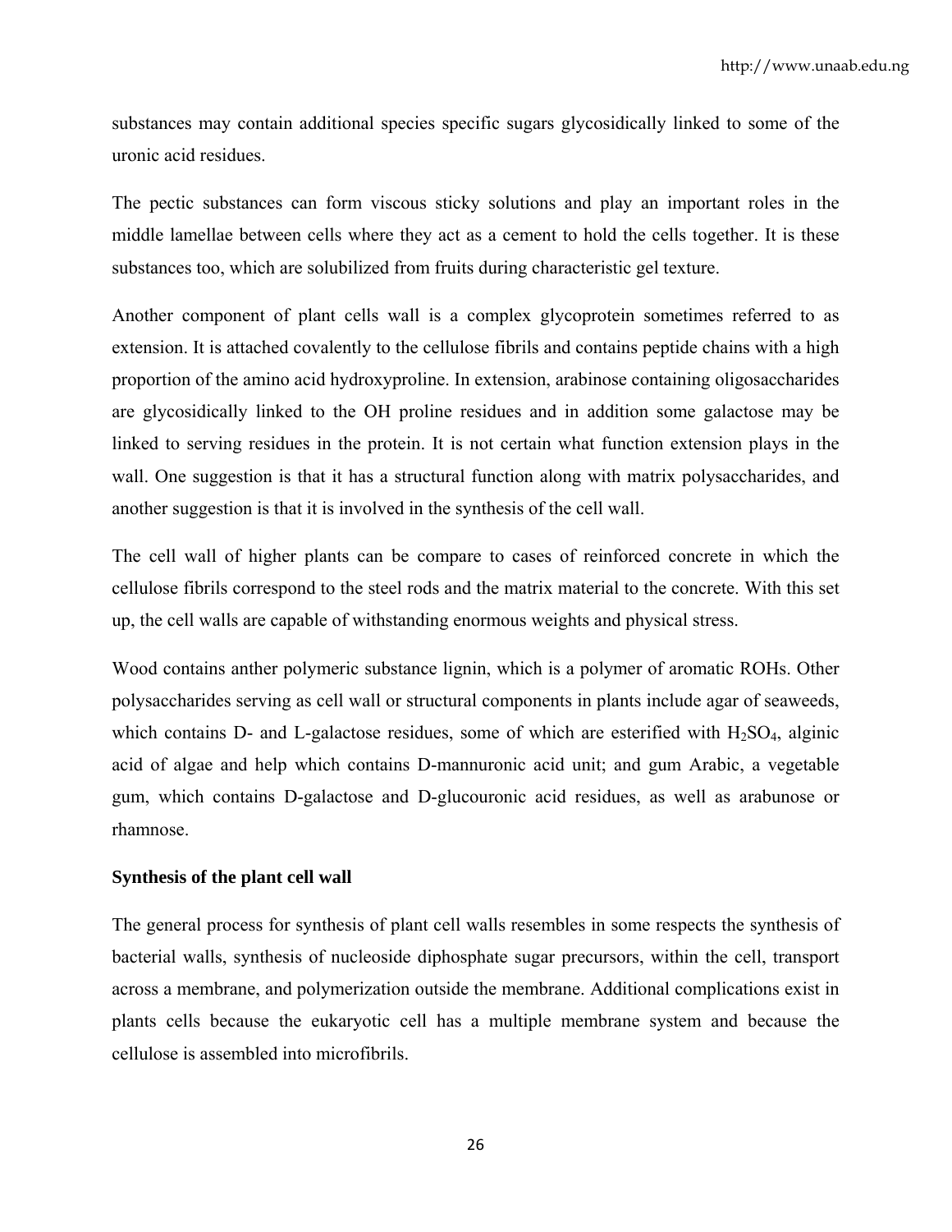substances may contain additional species specific sugars glycosidically linked to some of the uronic acid residues.

The pectic substances can form viscous sticky solutions and play an important roles in the middle lamellae between cells where they act as a cement to hold the cells together. It is these substances too, which are solubilized from fruits during characteristic gel texture.

Another component of plant cells wall is a complex glycoprotein sometimes referred to as extension. It is attached covalently to the cellulose fibrils and contains peptide chains with a high proportion of the amino acid hydroxyproline. In extension, arabinose containing oligosaccharides are glycosidically linked to the OH proline residues and in addition some galactose may be linked to serving residues in the protein. It is not certain what function extension plays in the wall. One suggestion is that it has a structural function along with matrix polysaccharides, and another suggestion is that it is involved in the synthesis of the cell wall.

The cell wall of higher plants can be compare to cases of reinforced concrete in which the cellulose fibrils correspond to the steel rods and the matrix material to the concrete. With this set up, the cell walls are capable of withstanding enormous weights and physical stress.

Wood contains anther polymeric substance lignin, which is a polymer of aromatic ROHs. Other polysaccharides serving as cell wall or structural components in plants include agar of seaweeds, which contains D- and L-galactose residues, some of which are esterified with $H_2SO_4$, alginic acid of algae and help which contains D-mannuronic acid unit; and gum Arabic, a vegetable gum, which contains D-galactose and D-glucouronic acid residues, as well as arabunose or rhamnose.

**Synthesis of the plant cell wall**

The general process for synthesis of plant cell walls resembles in some respects the synthesis of bacterial walls, synthesis of nucleoside diphosphate sugar precursors, within the cell, transport across a membrane, and polymerization outside the membrane. Additional complications exist in plants cells because the eukaryotic cell has a multiple membrane system and because the cellulose is assembled into microfibrils.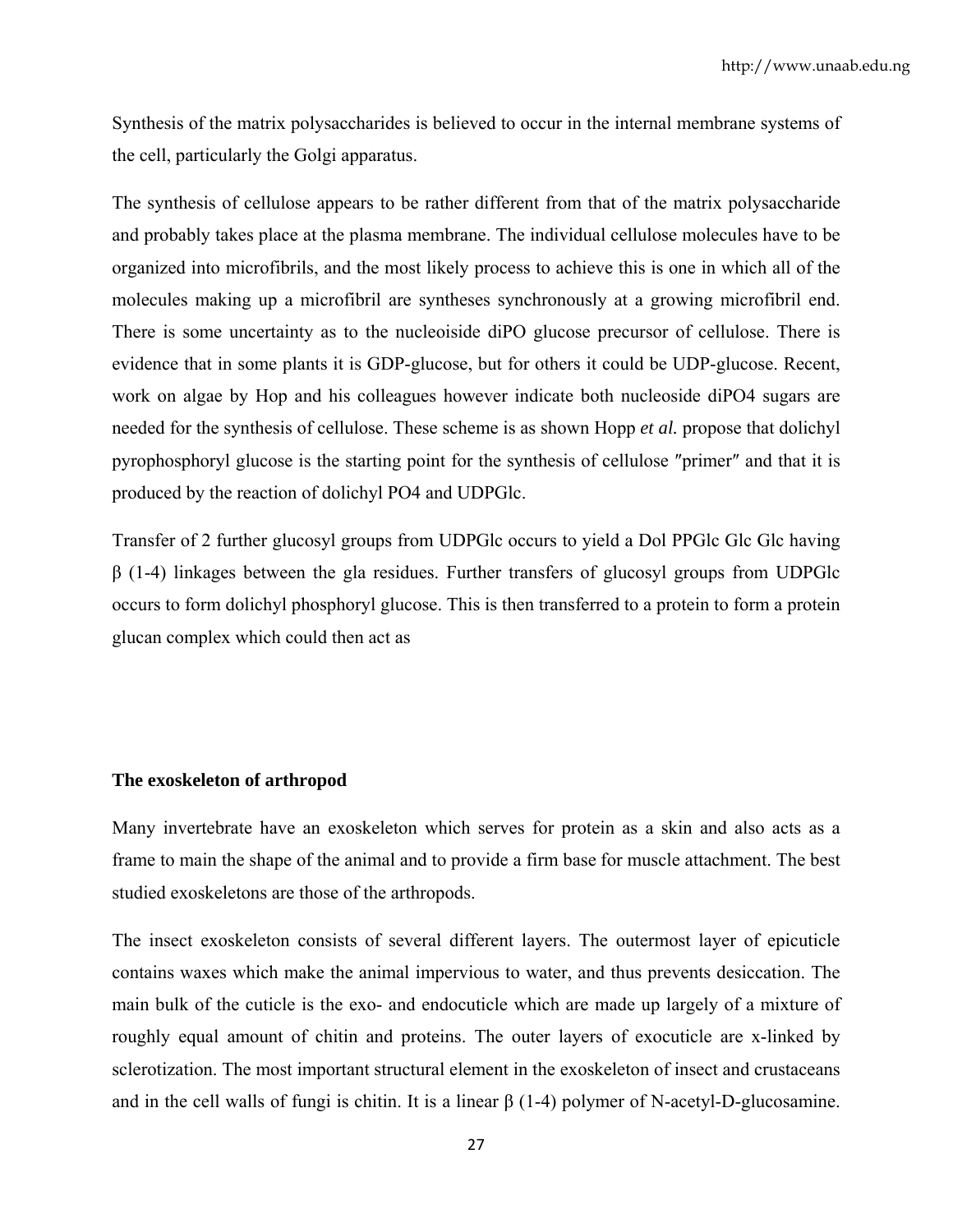Synthesis of the matrix polysaccharides is believed to occur in the internal membrane systems of the cell, particularly the Golgi apparatus.

The synthesis of cellulose appears to be rather different from that of the matrix polysaccharide and probably takes place at the plasma membrane. The individual cellulose molecules have to be organized into microfibrils, and the most likely process to achieve this is one in which all of the molecules making up a microfibril are syntheses synchronously at a growing microfibril end. There is some uncertainty as to the nucleoiside diPO glucose precursor of cellulose. There is evidence that in some plants it is GDP-glucose, but for others it could be UDP-glucose. Recent, work on algae by Hop and his colleagues however indicate both nucleoside diPO4 sugars are needed for the synthesis of cellulose. These scheme is as shown Hopp *et al.* propose that dolichyl pyrophosphoryl glucose is the starting point for the synthesis of cellulose ″primer″ and that it is produced by the reaction of dolichyl PO4 and UDPGlc.

Transfer of 2 further glucosyl groups from UDPGlc occurs to yield a Dol PPGlc Glc Glc having β (1-4) linkages between the gla residues. Further transfers of glucosyl groups from UDPGlc occurs to form dolichyl phosphoryl glucose. This is then transferred to a protein to form a protein glucan complex which could then act as

**The exoskeleton of arthropod**

Many invertebrate have an exoskeleton which serves for protein as a skin and also acts as a frame to main the shape of the animal and to provide a firm base for muscle attachment. The best studied exoskeletons are those of the arthropods.

The insect exoskeleton consists of several different layers. The outermost layer of epicuticle contains waxes which make the animal impervious to water, and thus prevents desiccation. The main bulk of the cuticle is the exo- and endocuticle which are made up largely of a mixture of roughly equal amount of chitin and proteins. The outer layers of exocuticle are x-linked by sclerotization. The most important structural element in the exoskeleton of insect and crustaceans and in the cell walls of fungi is chitin. It is a linear β (1-4) polymer of N-acetyl-D-glucosamine.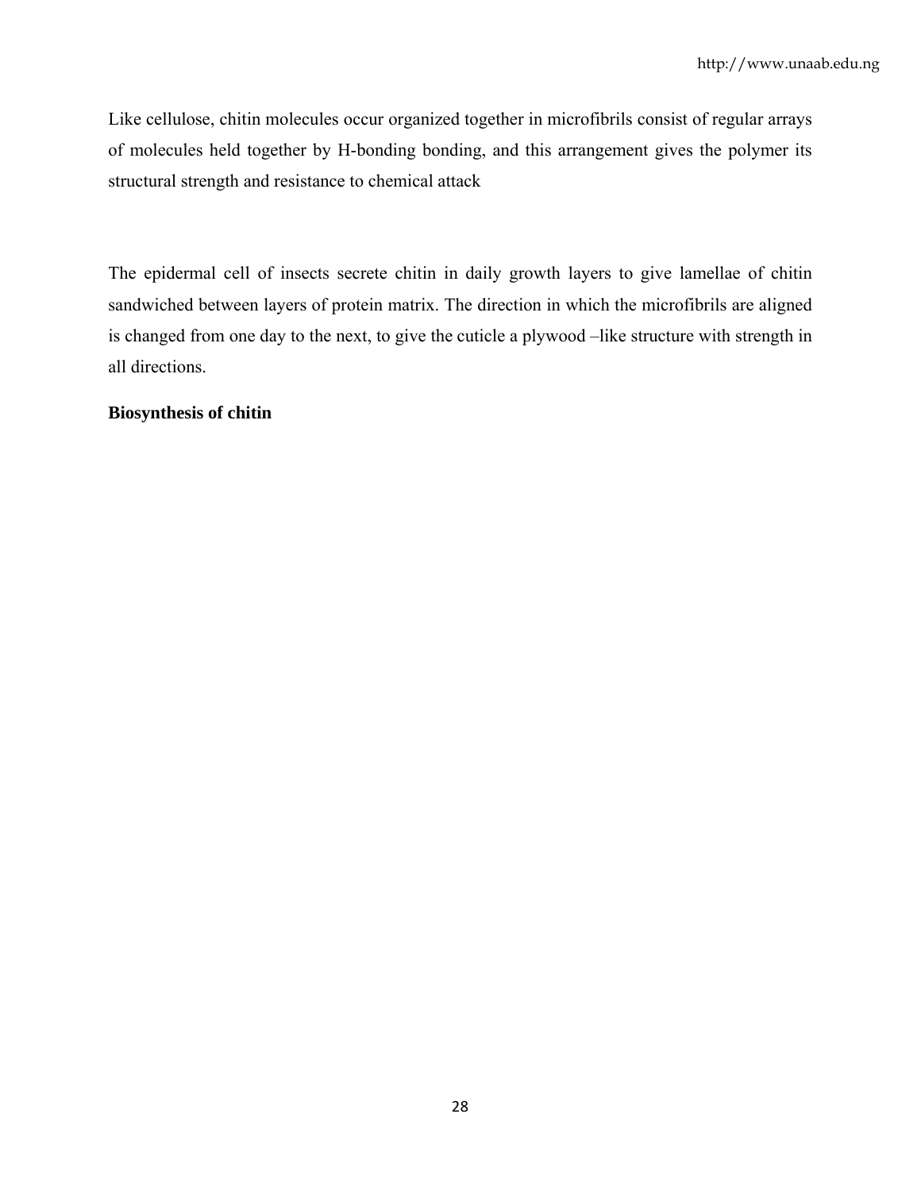Like cellulose, chitin molecules occur organized together in microfibrils consist of regular arrays of molecules held together by H-bonding bonding, and this arrangement gives the polymer its structural strength and resistance to chemical attack

The epidermal cell of insects secrete chitin in daily growth layers to give lamellae of chitin sandwiched between layers of protein matrix. The direction in which the microfibrils are aligned is changed from one day to the next, to give the cuticle a plywood –like structure with strength in all directions.

**Biosynthesis of chitin**